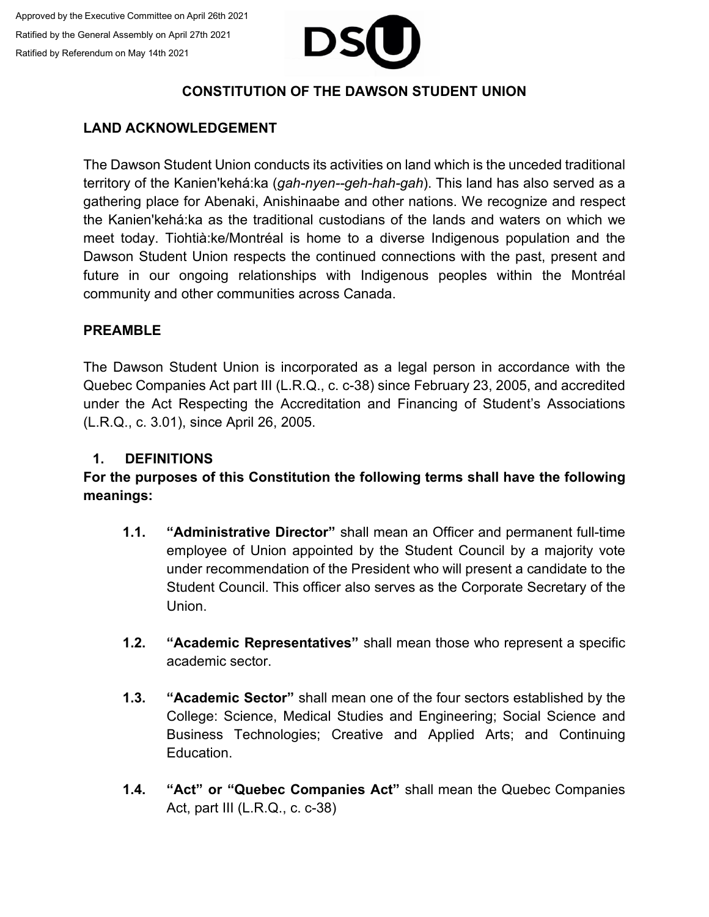Approved by the Executive Committee on April 26th 2021

Ratified by the General Assembly on April 27th 2021

Ratified by Referendum on May 14th 2021

DSU

# CONSTITUTION OF THE DAWSON STUDENT UNION

## LAND ACKNOWLEDGEMENT

The Dawson Student Union conducts its activities on land which is the unceded traditional territory of the Kanien'kehá:ka (*gah-nyen--geh-hah-gah*). This land has also served as a gathering place for Abenaki, Anishinaabe and other nations. We recognize and respect the Kanien'kehá:ka as the traditional custodians of the lands and waters on which we meet today. Tiohtià:ke/Montréal is home to a diverse Indigenous population and the Dawson Student Union respects the continued connections with the past, present and future in our ongoing relationships with Indigenous peoples within the Montréal community and other communities across Canada.

## PREAMBLE

The Dawson Student Union is incorporated as a legal person in accordance with the Quebec Companies Act part III (L.R.Q., c. c-38) since February 23, 2005, and accredited under the Act Respecting the Accreditation and Financing of Student's Associations (L.R.Q., c. 3.01), since April 26, 2005.

## 1. DEFINITIONS

**For the purposes of this Constitution the following terms shall have the following meanings:**

**1.1. "Administrative Director"** shall mean an Officer and permanent full-time employee of Union appointed by the Student Council by a majority vote under recommendation of the President who will present a candidate to the Student Council. This officer also serves as the Corporate Secretary of the Union.

**1.2. "Academic Representatives"** shall mean those who represent a specific academic sector.

**1.3. "Academic Sector"** shall mean one of the four sectors established by the College: Science, Medical Studies and Engineering; Social Science and Business Technologies; Creative and Applied Arts; and Continuing Education.

**1.4. "Act" or "Quebec Companies Act"** shall mean the Quebec Companies Act, part III (L.R.Q., c. c-38)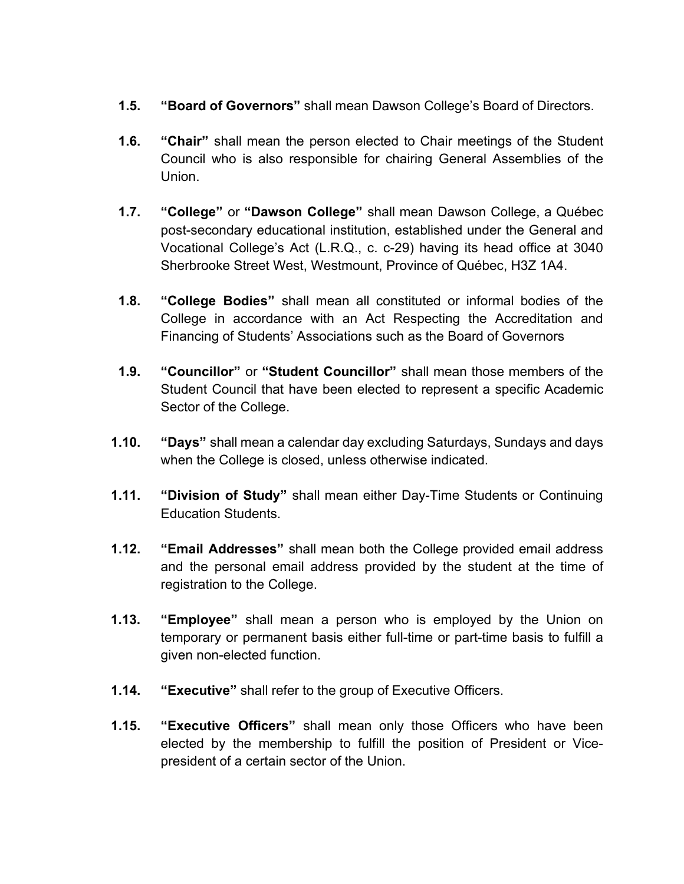**1.5.** **“Board of Governors”** shall mean Dawson College’s Board of Directors.

**1.6.** **“Chair”** shall mean the person elected to Chair meetings of the Student Council who is also responsible for chairing General Assemblies of the Union.

**1.7.** **“College”** or **“Dawson College”** shall mean Dawson College, a Québec post-secondary educational institution, established under the General and Vocational College’s Act (L.R.Q., c. c-29) having its head office at 3040 Sherbrooke Street West, Westmount, Province of Québec, H3Z 1A4.

**1.8.** **“College Bodies”** shall mean all constituted or informal bodies of the College in accordance with an Act Respecting the Accreditation and Financing of Students’ Associations such as the Board of Governors

**1.9.** **“Councillor”** or **“Student Councillor”** shall mean those members of the Student Council that have been elected to represent a specific Academic Sector of the College.

**1.10.** **“Days”** shall mean a calendar day excluding Saturdays, Sundays and days when the College is closed, unless otherwise indicated.

**1.11.** **“Division of Study”** shall mean either Day-Time Students or Continuing Education Students.

**1.12.** **“Email Addresses”** shall mean both the College provided email address and the personal email address provided by the student at the time of registration to the College.

**1.13.** **“Employee”** shall mean a person who is employed by the Union on temporary or permanent basis either full-time or part-time basis to fulfill a given non-elected function.

**1.14.** **“Executive”** shall refer to the group of Executive Officers.

**1.15.** **“Executive Officers”** shall mean only those Officers who have been elected by the membership to fulfill the position of President or Vice-president of a certain sector of the Union.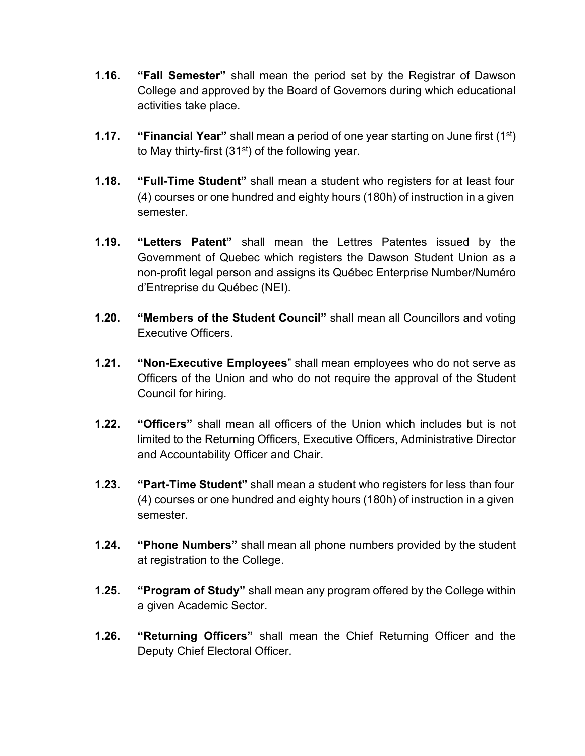**1.16.** **"Fall Semester"** shall mean the period set by the Registrar of Dawson College and approved by the Board of Governors during which educational activities take place.

**1.17.** **"Financial Year"** shall mean a period of one year starting on June first (1st) to May thirty-first (31st) of the following year.

**1.18.** **"Full-Time Student"** shall mean a student who registers for at least four (4) courses or one hundred and eighty hours (180h) of instruction in a given semester.

**1.19.** **"Letters Patent"** shall mean the Lettres Patentes issued by the Government of Quebec which registers the Dawson Student Union as a non-profit legal person and assigns its Québec Enterprise Number/Numéro d'Entreprise du Québec (NEI).

**1.20.** **"Members of the Student Council"** shall mean all Councillors and voting Executive Officers.

**1.21.** **"Non-Executive Employees"** shall mean employees who do not serve as Officers of the Union and who do not require the approval of the Student Council for hiring.

**1.22.** **"Officers"** shall mean all officers of the Union which includes but is not limited to the Returning Officers, Executive Officers, Administrative Director and Accountability Officer and Chair.

**1.23.** **"Part-Time Student"** shall mean a student who registers for less than four (4) courses or one hundred and eighty hours (180h) of instruction in a given semester.

**1.24.** **"Phone Numbers"** shall mean all phone numbers provided by the student at registration to the College.

**1.25.** **"Program of Study"** shall mean any program offered by the College within a given Academic Sector.

**1.26.** **"Returning Officers"** shall mean the Chief Returning Officer and the Deputy Chief Electoral Officer.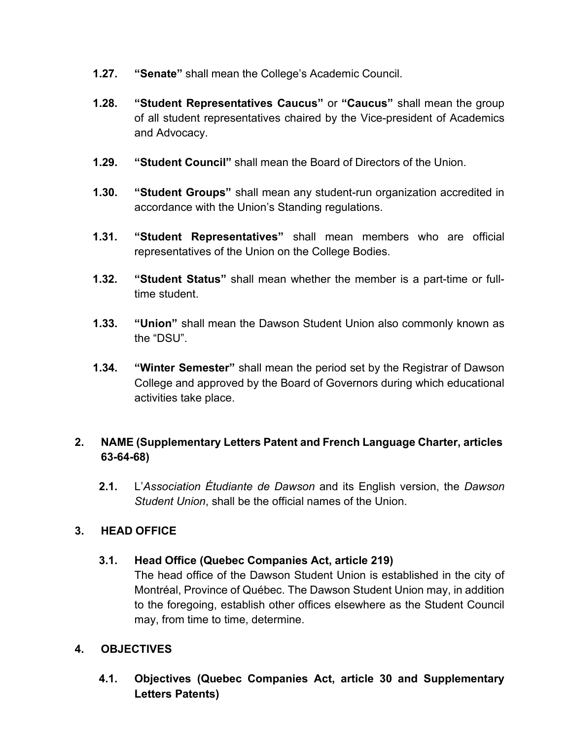**1.27.** **“Senate”** shall mean the College’s Academic Council.

**1.28.** **“Student Representatives Caucus”** or **“Caucus”** shall mean the group of all student representatives chaired by the Vice-president of Academics and Advocacy.

**1.29.** **“Student Council”** shall mean the Board of Directors of the Union.

**1.30.** **“Student Groups”** shall mean any student-run organization accredited in accordance with the Union’s Standing regulations.

**1.31.** **“Student Representatives”** shall mean members who are official representatives of the Union on the College Bodies.

**1.32.** **“Student Status”** shall mean whether the member is a part-time or full-time student.

**1.33.** **“Union”** shall mean the Dawson Student Union also commonly known as the “DSU”.

**1.34.** **“Winter Semester”** shall mean the period set by the Registrar of Dawson College and approved by the Board of Governors during which educational activities take place.

## 2. NAME (Supplementary Letters Patent and French Language Charter, articles 63-64-68)

**2.1.** L’*Association Étudiante de Dawson* and its English version, the *Dawson Student Union*, shall be the official names of the Union.

## 3. HEAD OFFICE

### 3.1. Head Office (Quebec Companies Act, article 219)

The head office of the Dawson Student Union is established in the city of Montréal, Province of Québec. The Dawson Student Union may, in addition to the foregoing, establish other offices elsewhere as the Student Council may, from time to time, determine.

## 4. OBJECTIVES

### 4.1. Objectives (Quebec Companies Act, article 30 and Supplementary Letters Patents)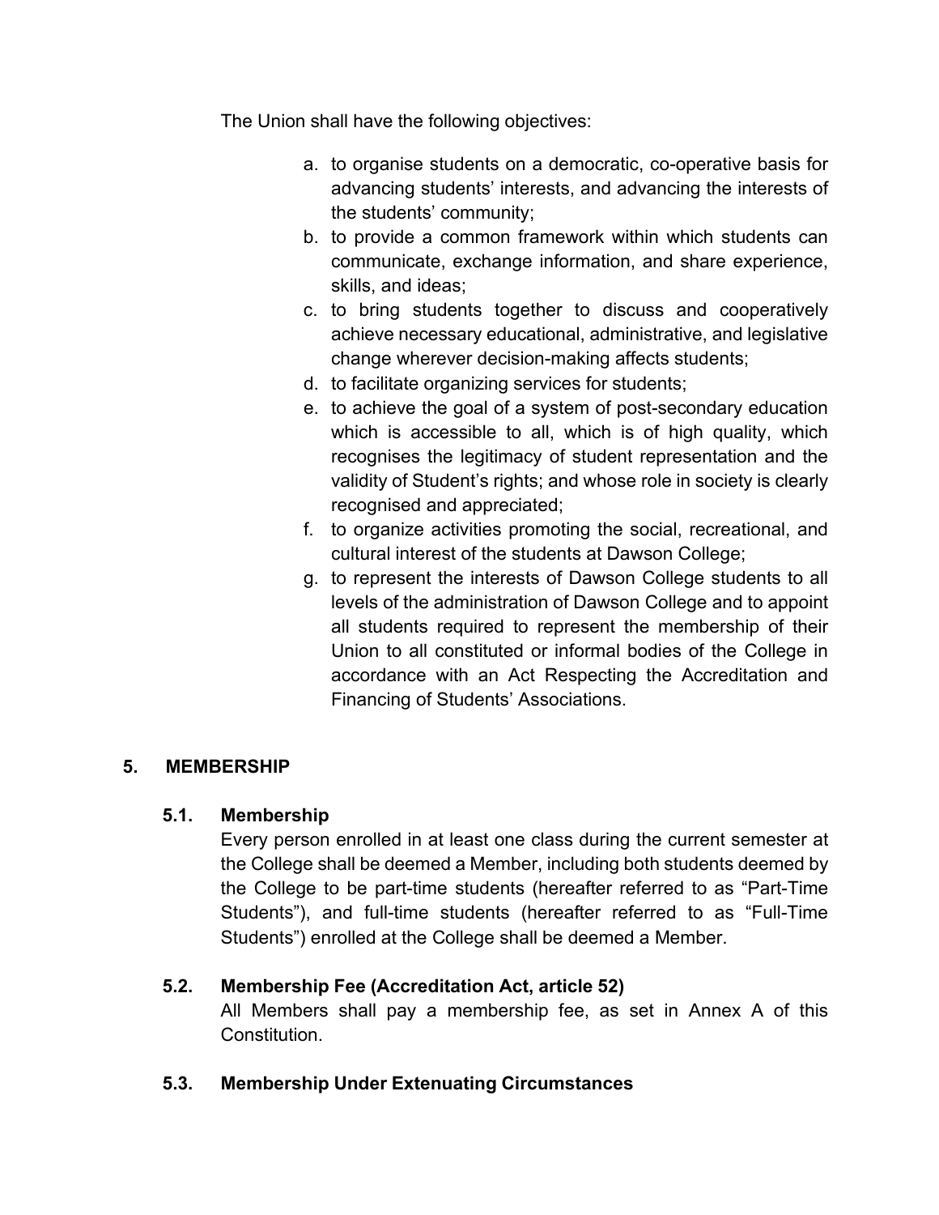The Union shall have the following objectives:

a. to organise students on a democratic, co-operative basis for advancing students' interests, and advancing the interests of the students' community;
b. to provide a common framework within which students can communicate, exchange information, and share experience, skills, and ideas;
c. to bring students together to discuss and cooperatively achieve necessary educational, administrative, and legislative change wherever decision-making affects students;
d. to facilitate organizing services for students;
e. to achieve the goal of a system of post-secondary education which is accessible to all, which is of high quality, which recognises the legitimacy of student representation and the validity of Student's rights; and whose role in society is clearly recognised and appreciated;
f. to organize activities promoting the social, recreational, and cultural interest of the students at Dawson College;
g. to represent the interests of Dawson College students to all levels of the administration of Dawson College and to appoint all students required to represent the membership of their Union to all constituted or informal bodies of the College in accordance with an Act Respecting the Accreditation and Financing of Students' Associations.

## 5. MEMBERSHIP

### 5.1. Membership

Every person enrolled in at least one class during the current semester at the College shall be deemed a Member, including both students deemed by the College to be part-time students (hereafter referred to as "Part-Time Students"), and full-time students (hereafter referred to as "Full-Time Students") enrolled at the College shall be deemed a Member.

### 5.2. Membership Fee (Accreditation Act, article 52)

All Members shall pay a membership fee, as set in Annex A of this Constitution.

### 5.3. Membership Under Extenuating Circumstances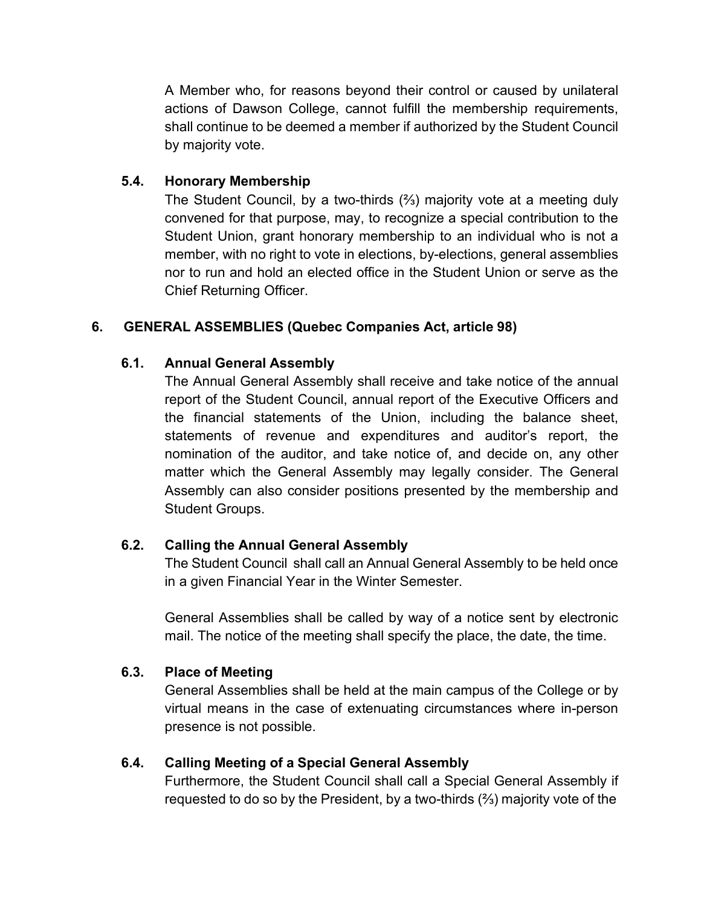A Member who, for reasons beyond their control or caused by unilateral actions of Dawson College, cannot fulfill the membership requirements, shall continue to be deemed a member if authorized by the Student Council by majority vote.

### 5.4. Honorary Membership

The Student Council, by a two-thirds (⅔) majority vote at a meeting duly convened for that purpose, may, to recognize a special contribution to the Student Union, grant honorary membership to an individual who is not a member, with no right to vote in elections, by-elections, general assemblies nor to run and hold an elected office in the Student Union or serve as the Chief Returning Officer.

## 6. GENERAL ASSEMBLIES (Quebec Companies Act, article 98)

### 6.1. Annual General Assembly

The Annual General Assembly shall receive and take notice of the annual report of the Student Council, annual report of the Executive Officers and the financial statements of the Union, including the balance sheet, statements of revenue and expenditures and auditor's report, the nomination of the auditor, and take notice of, and decide on, any other matter which the General Assembly may legally consider. The General Assembly can also consider positions presented by the membership and Student Groups.

### 6.2. Calling the Annual General Assembly

The Student Council shall call an Annual General Assembly to be held once in a given Financial Year in the Winter Semester.

General Assemblies shall be called by way of a notice sent by electronic mail. The notice of the meeting shall specify the place, the date, the time.

### 6.3. Place of Meeting

General Assemblies shall be held at the main campus of the College or by virtual means in the case of extenuating circumstances where in-person presence is not possible.

### 6.4. Calling Meeting of a Special General Assembly

Furthermore, the Student Council shall call a Special General Assembly if requested to do so by the President, by a two-thirds (⅔) majority vote of the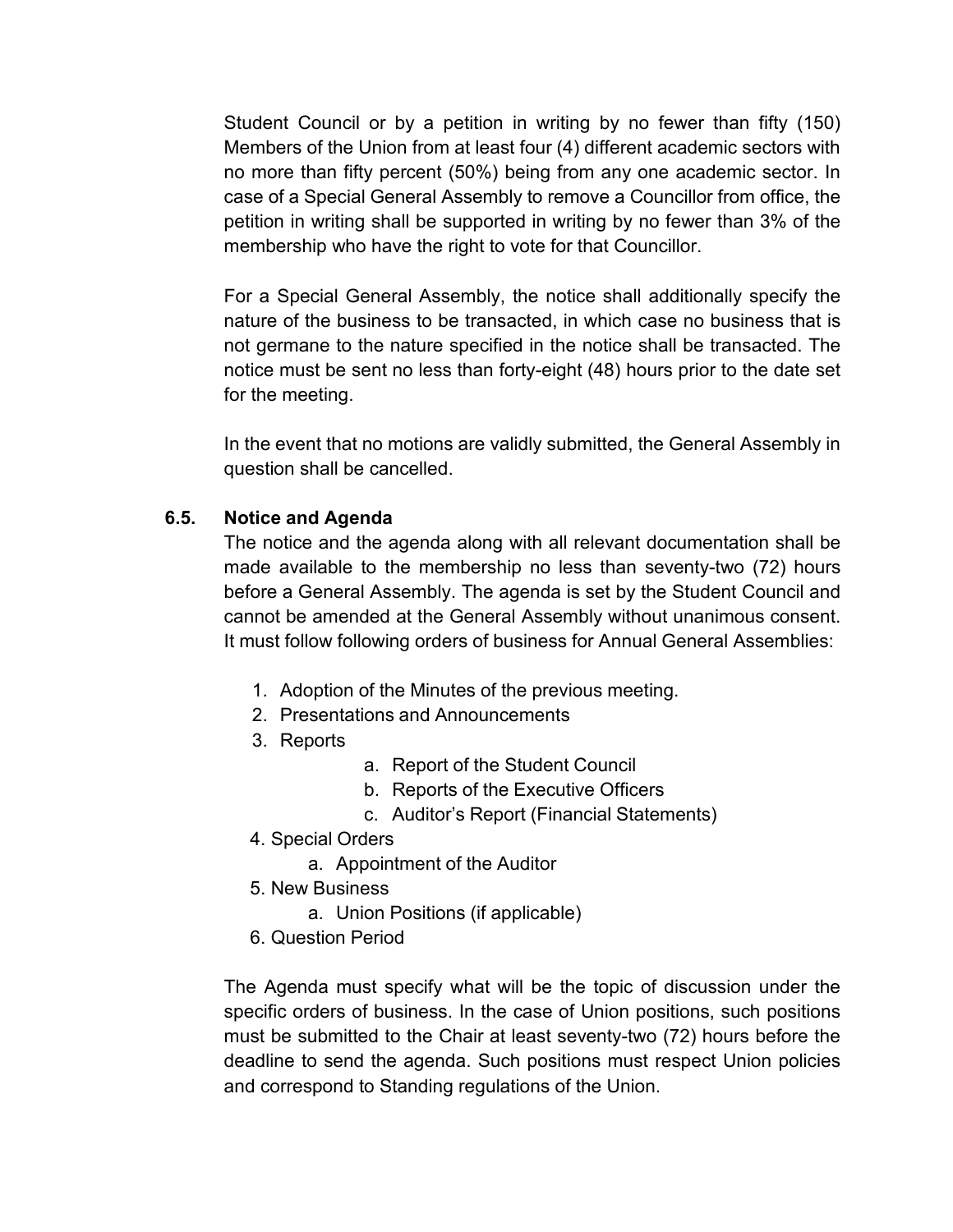Student Council or by a petition in writing by no fewer than fifty (150) Members of the Union from at least four (4) different academic sectors with no more than fifty percent (50%) being from any one academic sector. In case of a Special General Assembly to remove a Councillor from office, the petition in writing shall be supported in writing by no fewer than 3% of the membership who have the right to vote for that Councillor.

For a Special General Assembly, the notice shall additionally specify the nature of the business to be transacted, in which case no business that is not germane to the nature specified in the notice shall be transacted. The notice must be sent no less than forty-eight (48) hours prior to the date set for the meeting.

In the event that no motions are validly submitted, the General Assembly in question shall be cancelled.

### 6.5. Notice and Agenda

The notice and the agenda along with all relevant documentation shall be made available to the membership no less than seventy-two (72) hours before a General Assembly. The agenda is set by the Student Council and cannot be amended at the General Assembly without unanimous consent. It must follow following orders of business for Annual General Assemblies:

1. Adoption of the Minutes of the previous meeting.
2. Presentations and Announcements
3. Reports
    a. Report of the Student Council
    b. Reports of the Executive Officers
    c. Auditor's Report (Financial Statements)
4. Special Orders
    a. Appointment of the Auditor
5. New Business
    a. Union Positions (if applicable)
6. Question Period

The Agenda must specify what will be the topic of discussion under the specific orders of business. In the case of Union positions, such positions must be submitted to the Chair at least seventy-two (72) hours before the deadline to send the agenda. Such positions must respect Union policies and correspond to Standing regulations of the Union.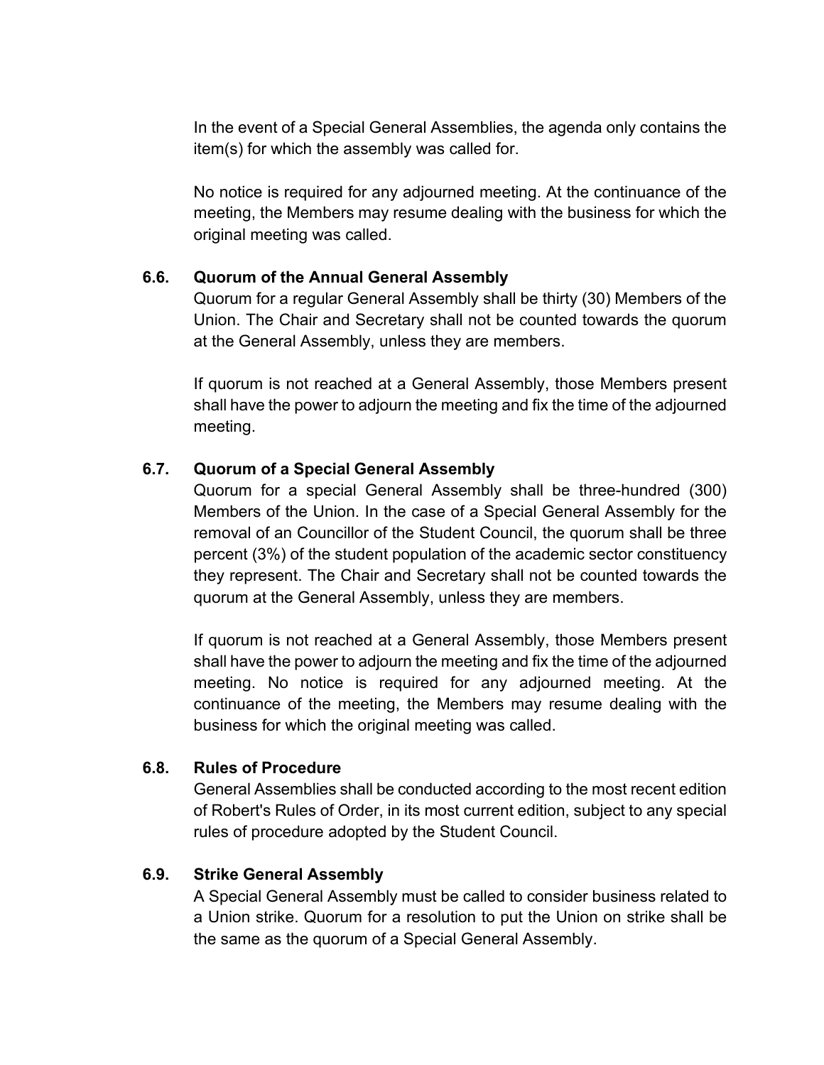In the event of a Special General Assemblies, the agenda only contains the item(s) for which the assembly was called for.

No notice is required for any adjourned meeting. At the continuance of the meeting, the Members may resume dealing with the business for which the original meeting was called.

### 6.6. Quorum of the Annual General Assembly

Quorum for a regular General Assembly shall be thirty (30) Members of the Union. The Chair and Secretary shall not be counted towards the quorum at the General Assembly, unless they are members.

If quorum is not reached at a General Assembly, those Members present shall have the power to adjourn the meeting and fix the time of the adjourned meeting.

### 6.7. Quorum of a Special General Assembly

Quorum for a special General Assembly shall be three-hundred (300) Members of the Union. In the case of a Special General Assembly for the removal of an Councillor of the Student Council, the quorum shall be three percent (3%) of the student population of the academic sector constituency they represent. The Chair and Secretary shall not be counted towards the quorum at the General Assembly, unless they are members.

If quorum is not reached at a General Assembly, those Members present shall have the power to adjourn the meeting and fix the time of the adjourned meeting. No notice is required for any adjourned meeting. At the continuance of the meeting, the Members may resume dealing with the business for which the original meeting was called.

### 6.8. Rules of Procedure

General Assemblies shall be conducted according to the most recent edition of Robert's Rules of Order, in its most current edition, subject to any special rules of procedure adopted by the Student Council.

### 6.9. Strike General Assembly

A Special General Assembly must be called to consider business related to a Union strike. Quorum for a resolution to put the Union on strike shall be the same as the quorum of a Special General Assembly.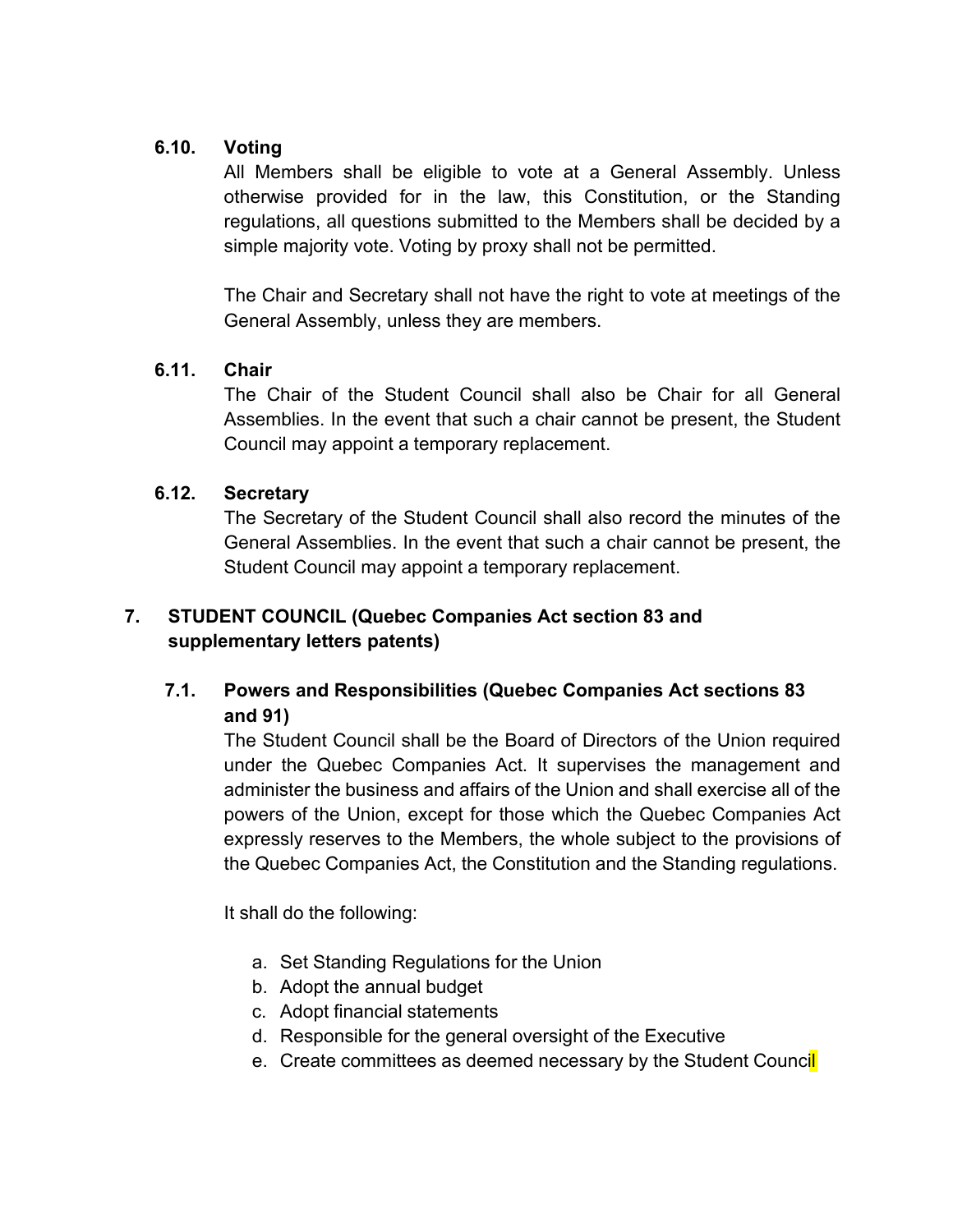### 6.10. Voting

All Members shall be eligible to vote at a General Assembly. Unless otherwise provided for in the law, this Constitution, or the Standing regulations, all questions submitted to the Members shall be decided by a simple majority vote. Voting by proxy shall not be permitted.

The Chair and Secretary shall not have the right to vote at meetings of the General Assembly, unless they are members.

### 6.11. Chair

The Chair of the Student Council shall also be Chair for all General Assemblies. In the event that such a chair cannot be present, the Student Council may appoint a temporary replacement.

### 6.12. Secretary

The Secretary of the Student Council shall also record the minutes of the General Assemblies. In the event that such a chair cannot be present, the Student Council may appoint a temporary replacement.

## 7. STUDENT COUNCIL (Quebec Companies Act section 83 and supplementary letters patents)

### 7.1. Powers and Responsibilities (Quebec Companies Act sections 83 and 91)

The Student Council shall be the Board of Directors of the Union required under the Quebec Companies Act. It supervises the management and administer the business and affairs of the Union and shall exercise all of the powers of the Union, except for those which the Quebec Companies Act expressly reserves to the Members, the whole subject to the provisions of the Quebec Companies Act, the Constitution and the Standing regulations.

It shall do the following:

a. Set Standing Regulations for the Union
b. Adopt the annual budget
c. Adopt financial statements
d. Responsible for the general oversight of the Executive
e. Create committees as deemed necessary by the Student Council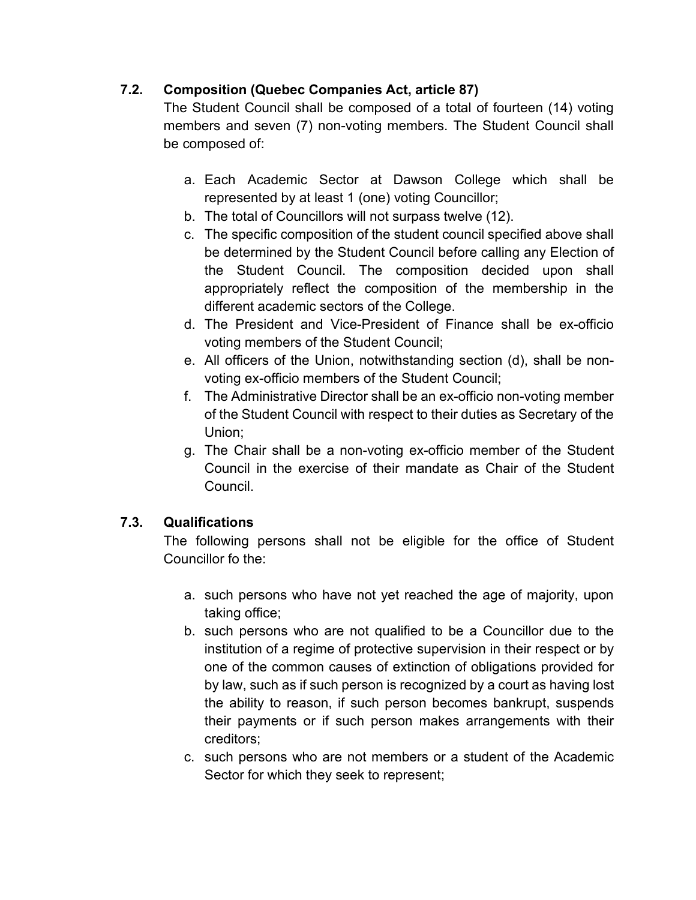### 7.2. Composition (Quebec Companies Act, article 87)

The Student Council shall be composed of a total of fourteen (14) voting members and seven (7) non-voting members. The Student Council shall be composed of:

a. Each Academic Sector at Dawson College which shall be represented by at least 1 (one) voting Councillor;
b. The total of Councillors will not surpass twelve (12).
c. The specific composition of the student council specified above shall be determined by the Student Council before calling any Election of the Student Council. The composition decided upon shall appropriately reflect the composition of the membership in the different academic sectors of the College.
d. The President and Vice-President of Finance shall be ex-officio voting members of the Student Council;
e. All officers of the Union, notwithstanding section (d), shall be non-voting ex-officio members of the Student Council;
f. The Administrative Director shall be an ex-officio non-voting member of the Student Council with respect to their duties as Secretary of the Union;
g. The Chair shall be a non-voting ex-officio member of the Student Council in the exercise of their mandate as Chair of the Student Council.

### 7.3. Qualifications

The following persons shall not be eligible for the office of Student Councillor fo the:

a. such persons who have not yet reached the age of majority, upon taking office;
b. such persons who are not qualified to be a Councillor due to the institution of a regime of protective supervision in their respect or by one of the common causes of extinction of obligations provided for by law, such as if such person is recognized by a court as having lost the ability to reason, if such person becomes bankrupt, suspends their payments or if such person makes arrangements with their creditors;
c. such persons who are not members or a student of the Academic Sector for which they seek to represent;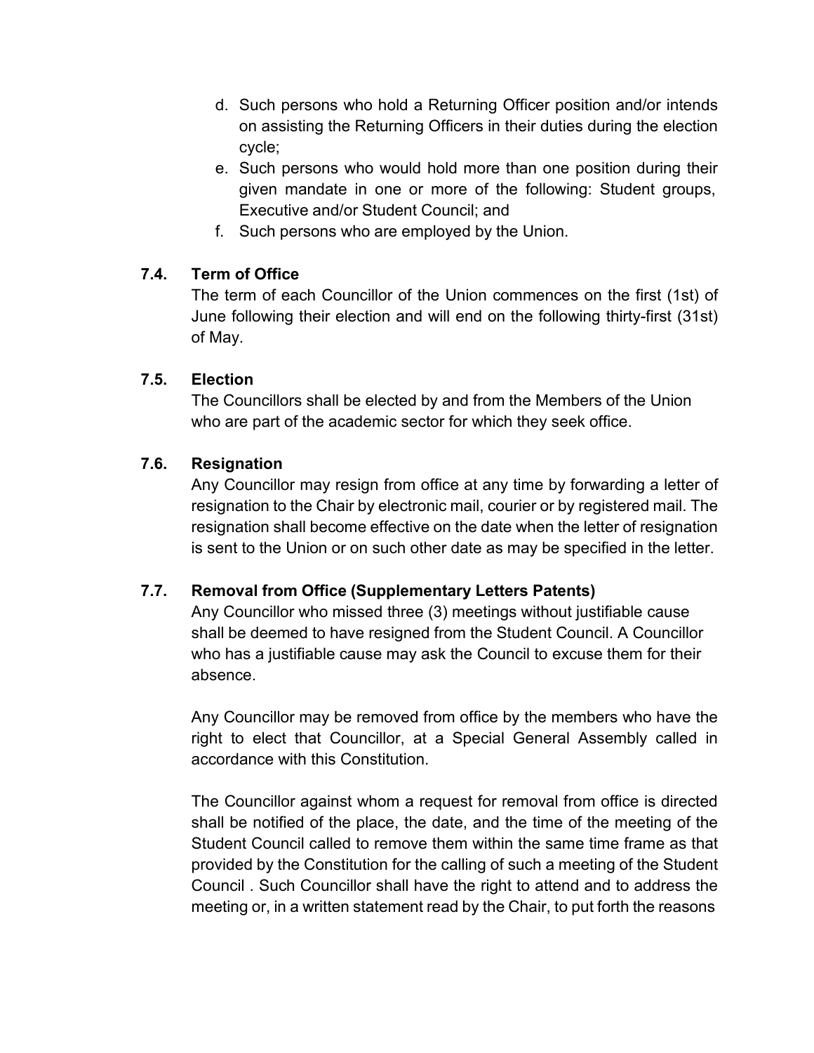d. Such persons who hold a Returning Officer position and/or intends on assisting the Returning Officers in their duties during the election cycle;
e. Such persons who would hold more than one position during their given mandate in one or more of the following: Student groups, Executive and/or Student Council; and
f. Such persons who are employed by the Union.

### 7.4. Term of Office

The term of each Councillor of the Union commences on the first (1st) of June following their election and will end on the following thirty-first (31st) of May.

### 7.5. Election

The Councillors shall be elected by and from the Members of the Union who are part of the academic sector for which they seek office.

### 7.6. Resignation

Any Councillor may resign from office at any time by forwarding a letter of resignation to the Chair by electronic mail, courier or by registered mail. The resignation shall become effective on the date when the letter of resignation is sent to the Union or on such other date as may be specified in the letter.

### 7.7. Removal from Office (Supplementary Letters Patents)

Any Councillor who missed three (3) meetings without justifiable cause shall be deemed to have resigned from the Student Council. A Councillor who has a justifiable cause may ask the Council to excuse them for their absence.

Any Councillor may be removed from office by the members who have the right to elect that Councillor, at a Special General Assembly called in accordance with this Constitution.

The Councillor against whom a request for removal from office is directed shall be notified of the place, the date, and the time of the meeting of the Student Council called to remove them within the same time frame as that provided by the Constitution for the calling of such a meeting of the Student Council . Such Councillor shall have the right to attend and to address the meeting or, in a written statement read by the Chair, to put forth the reasons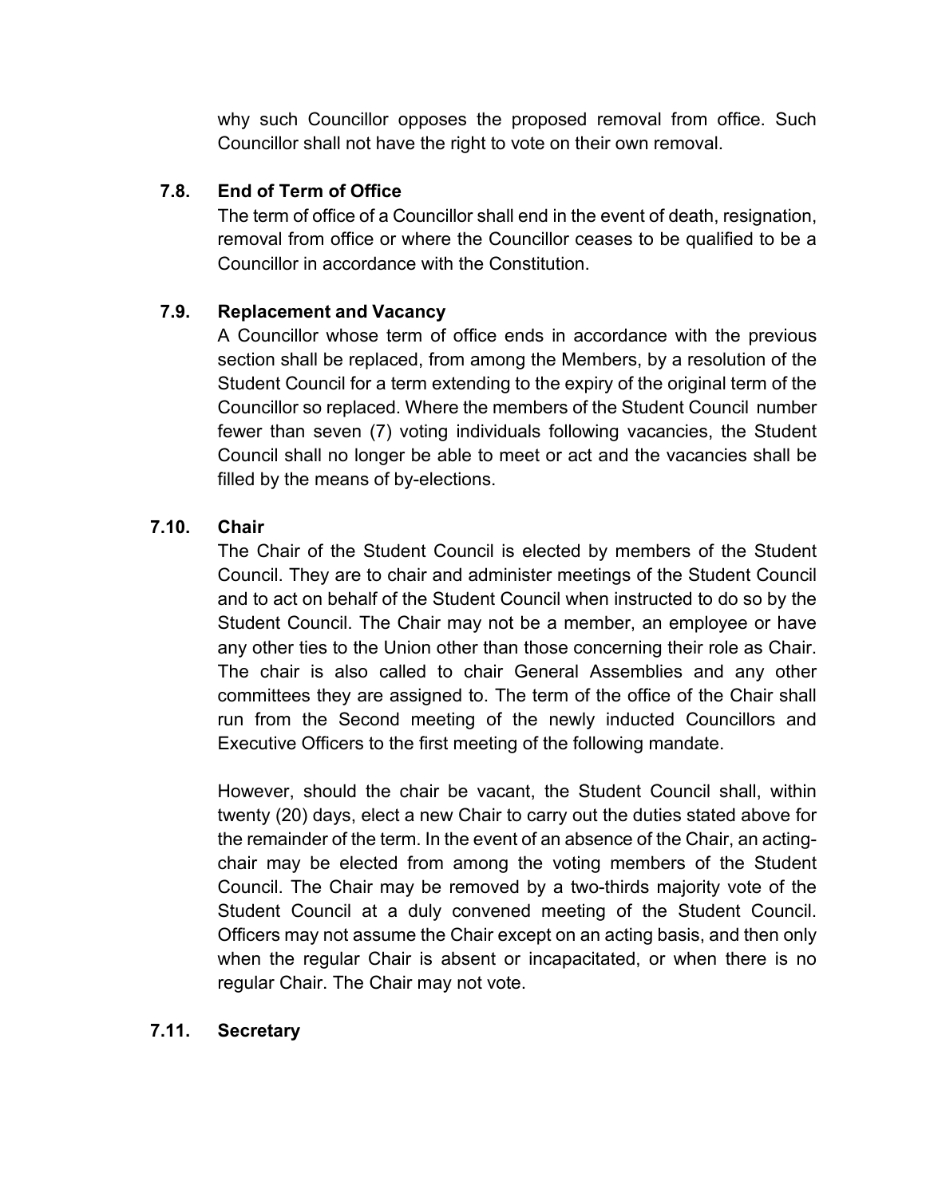why such Councillor opposes the proposed removal from office. Such Councillor shall not have the right to vote on their own removal.

### 7.8. End of Term of Office

The term of office of a Councillor shall end in the event of death, resignation, removal from office or where the Councillor ceases to be qualified to be a Councillor in accordance with the Constitution.

### 7.9. Replacement and Vacancy

A Councillor whose term of office ends in accordance with the previous section shall be replaced, from among the Members, by a resolution of the Student Council for a term extending to the expiry of the original term of the Councillor so replaced. Where the members of the Student Council number fewer than seven (7) voting individuals following vacancies, the Student Council shall no longer be able to meet or act and the vacancies shall be filled by the means of by-elections.

### 7.10. Chair

The Chair of the Student Council is elected by members of the Student Council. They are to chair and administer meetings of the Student Council and to act on behalf of the Student Council when instructed to do so by the Student Council. The Chair may not be a member, an employee or have any other ties to the Union other than those concerning their role as Chair. The chair is also called to chair General Assemblies and any other committees they are assigned to. The term of the office of the Chair shall run from the Second meeting of the newly inducted Councillors and Executive Officers to the first meeting of the following mandate.

However, should the chair be vacant, the Student Council shall, within twenty (20) days, elect a new Chair to carry out the duties stated above for the remainder of the term. In the event of an absence of the Chair, an acting-chair may be elected from among the voting members of the Student Council. The Chair may be removed by a two-thirds majority vote of the Student Council at a duly convened meeting of the Student Council. Officers may not assume the Chair except on an acting basis, and then only when the regular Chair is absent or incapacitated, or when there is no regular Chair. The Chair may not vote.

### 7.11. Secretary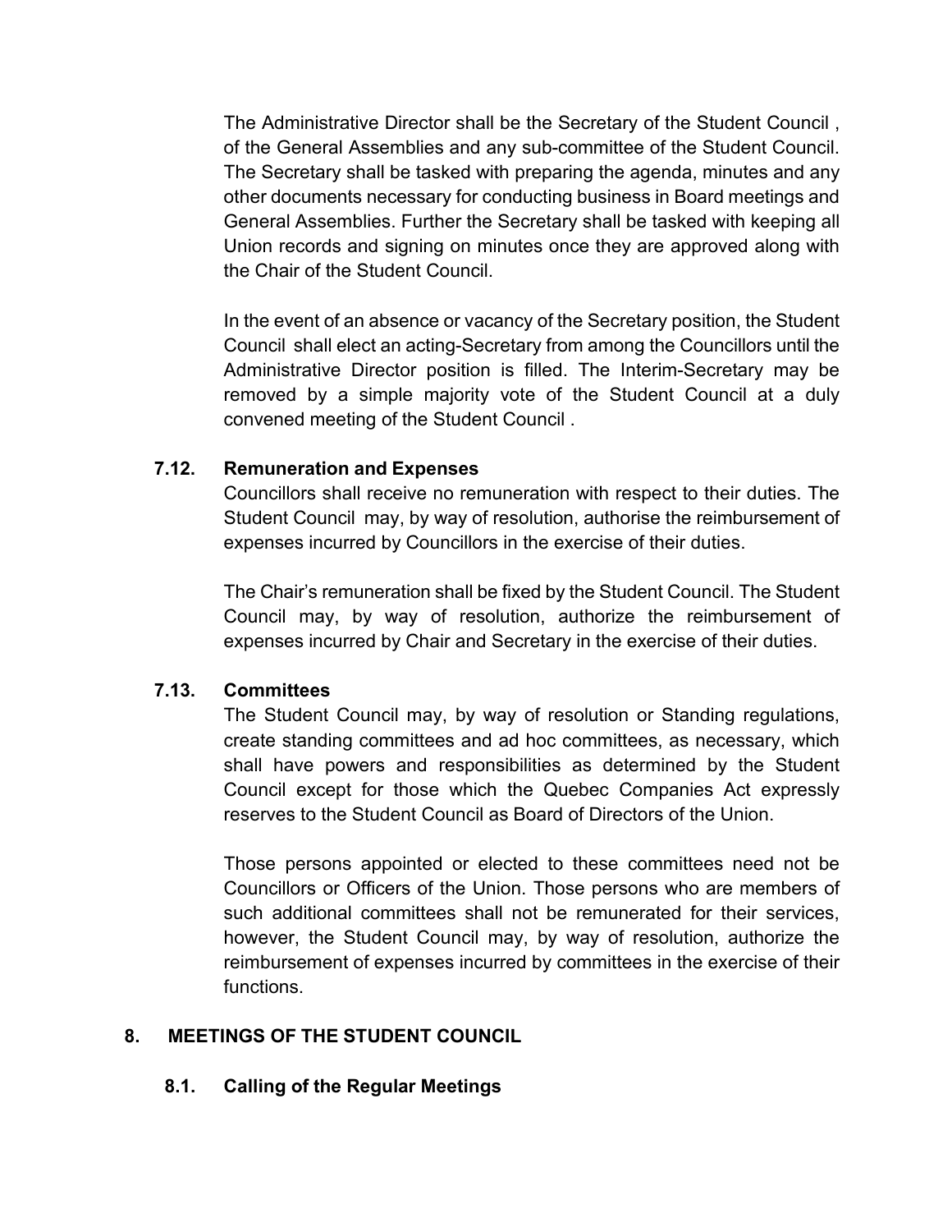The Administrative Director shall be the Secretary of the Student Council , of the General Assemblies and any sub-committee of the Student Council. The Secretary shall be tasked with preparing the agenda, minutes and any other documents necessary for conducting business in Board meetings and General Assemblies. Further the Secretary shall be tasked with keeping all Union records and signing on minutes once they are approved along with the Chair of the Student Council.

In the event of an absence or vacancy of the Secretary position, the Student Council shall elect an acting-Secretary from among the Councillors until the Administrative Director position is filled. The Interim-Secretary may be removed by a simple majority vote of the Student Council at a duly convened meeting of the Student Council .

### 7.12. Remuneration and Expenses

Councillors shall receive no remuneration with respect to their duties. The Student Council may, by way of resolution, authorise the reimbursement of expenses incurred by Councillors in the exercise of their duties.

The Chair's remuneration shall be fixed by the Student Council. The Student Council may, by way of resolution, authorize the reimbursement of expenses incurred by Chair and Secretary in the exercise of their duties.

### 7.13. Committees

The Student Council may, by way of resolution or Standing regulations, create standing committees and ad hoc committees, as necessary, which shall have powers and responsibilities as determined by the Student Council except for those which the Quebec Companies Act expressly reserves to the Student Council as Board of Directors of the Union.

Those persons appointed or elected to these committees need not be Councillors or Officers of the Union. Those persons who are members of such additional committees shall not be remunerated for their services, however, the Student Council may, by way of resolution, authorize the reimbursement of expenses incurred by committees in the exercise of their functions.

## 8. MEETINGS OF THE STUDENT COUNCIL

### 8.1. Calling of the Regular Meetings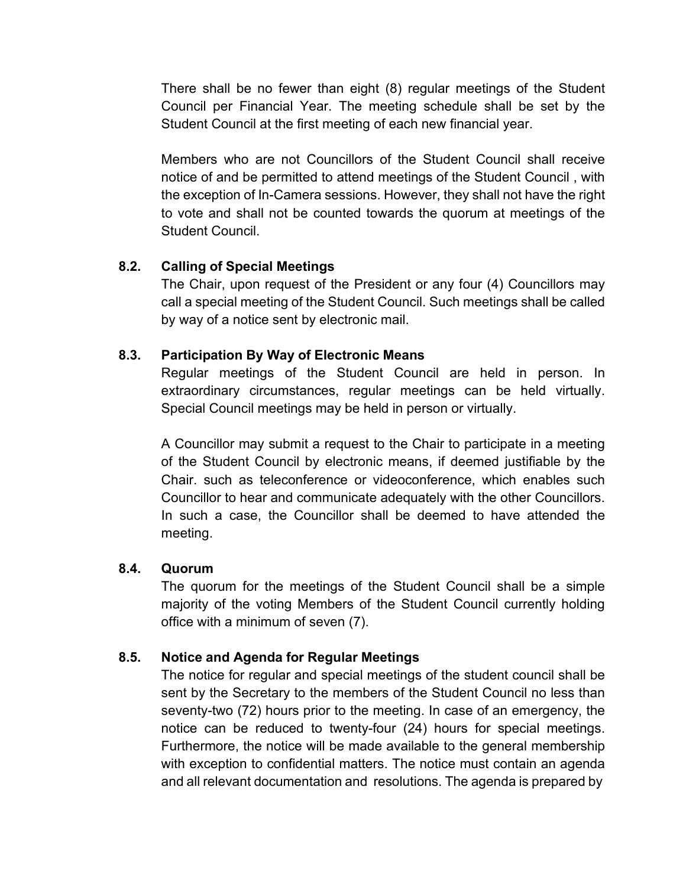There shall be no fewer than eight (8) regular meetings of the Student Council per Financial Year. The meeting schedule shall be set by the Student Council at the first meeting of each new financial year.

Members who are not Councillors of the Student Council shall receive notice of and be permitted to attend meetings of the Student Council , with the exception of In-Camera sessions. However, they shall not have the right to vote and shall not be counted towards the quorum at meetings of the Student Council.

### 8.2. Calling of Special Meetings

The Chair, upon request of the President or any four (4) Councillors may call a special meeting of the Student Council. Such meetings shall be called by way of a notice sent by electronic mail.

### 8.3. Participation By Way of Electronic Means

Regular meetings of the Student Council are held in person. In extraordinary circumstances, regular meetings can be held virtually. Special Council meetings may be held in person or virtually.

A Councillor may submit a request to the Chair to participate in a meeting of the Student Council by electronic means, if deemed justifiable by the Chair. such as teleconference or videoconference, which enables such Councillor to hear and communicate adequately with the other Councillors. In such a case, the Councillor shall be deemed to have attended the meeting.

### 8.4. Quorum

The quorum for the meetings of the Student Council shall be a simple majority of the voting Members of the Student Council currently holding office with a minimum of seven (7).

### 8.5. Notice and Agenda for Regular Meetings

The notice for regular and special meetings of the student council shall be sent by the Secretary to the members of the Student Council no less than seventy-two (72) hours prior to the meeting. In case of an emergency, the notice can be reduced to twenty-four (24) hours for special meetings. Furthermore, the notice will be made available to the general membership with exception to confidential matters. The notice must contain an agenda and all relevant documentation and resolutions. The agenda is prepared by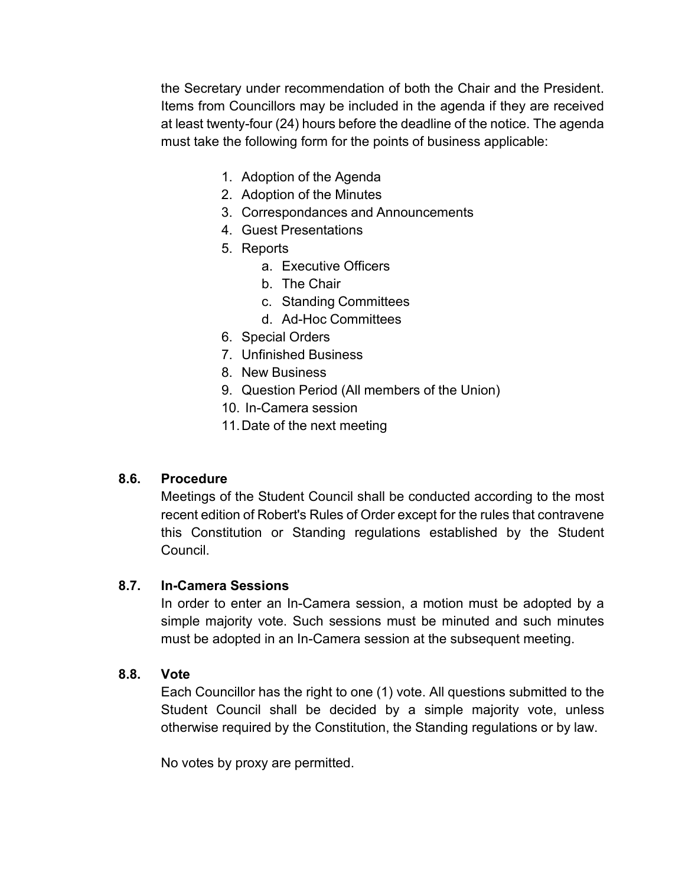the Secretary under recommendation of both the Chair and the President. Items from Councillors may be included in the agenda if they are received at least twenty-four (24) hours before the deadline of the notice. The agenda must take the following form for the points of business applicable:

1. Adoption of the Agenda
2. Adoption of the Minutes
3. Correspondances and Announcements
4. Guest Presentations
5. Reports
    a. Executive Officers
    b. The Chair
    c. Standing Committees
    d. Ad-Hoc Committees
6. Special Orders
7. Unfinished Business
8. New Business
9. Question Period (All members of the Union)
10. In-Camera session
11. Date of the next meeting

### 8.6. Procedure

Meetings of the Student Council shall be conducted according to the most recent edition of Robert's Rules of Order except for the rules that contravene this Constitution or Standing regulations established by the Student Council.

### 8.7. In-Camera Sessions

In order to enter an In-Camera session, a motion must be adopted by a simple majority vote. Such sessions must be minuted and such minutes must be adopted in an In-Camera session at the subsequent meeting.

### 8.8. Vote

Each Councillor has the right to one (1) vote. All questions submitted to the Student Council shall be decided by a simple majority vote, unless otherwise required by the Constitution, the Standing regulations or by law.

No votes by proxy are permitted.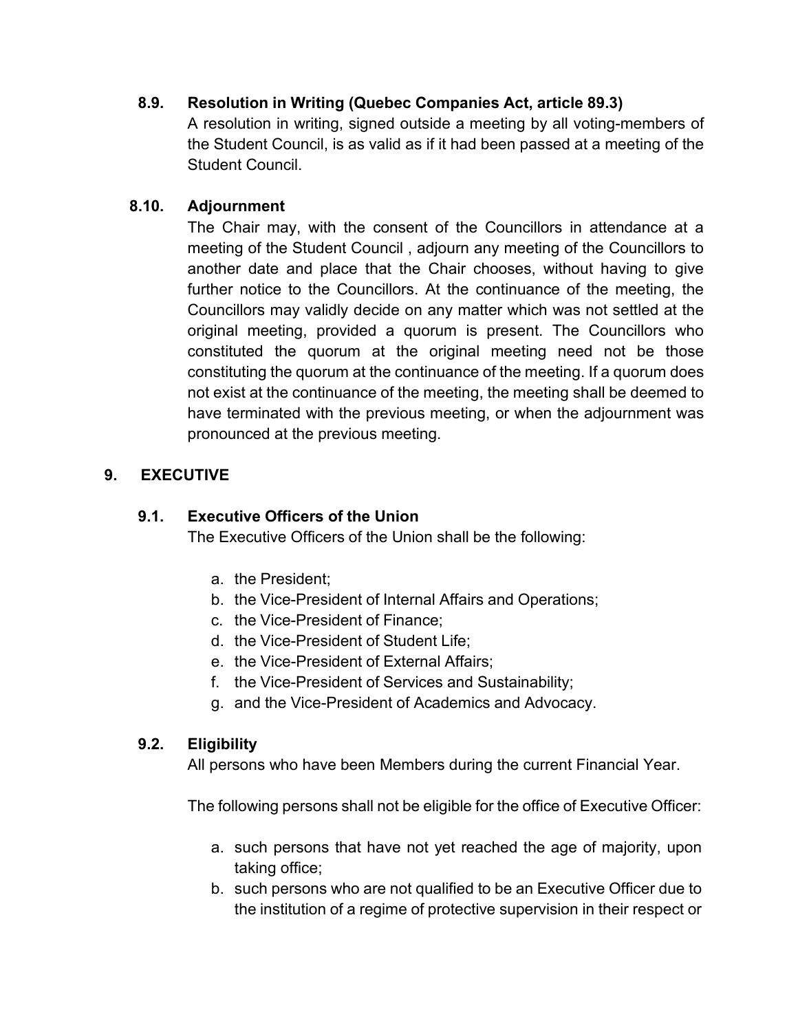### 8.9. Resolution in Writing (Quebec Companies Act, article 89.3)

A resolution in writing, signed outside a meeting by all voting-members of the Student Council, is as valid as if it had been passed at a meeting of the Student Council.

### 8.10. Adjournment

The Chair may, with the consent of the Councillors in attendance at a meeting of the Student Council , adjourn any meeting of the Councillors to another date and place that the Chair chooses, without having to give further notice to the Councillors. At the continuance of the meeting, the Councillors may validly decide on any matter which was not settled at the original meeting, provided a quorum is present. The Councillors who constituted the quorum at the original meeting need not be those constituting the quorum at the continuance of the meeting. If a quorum does not exist at the continuance of the meeting, the meeting shall be deemed to have terminated with the previous meeting, or when the adjournment was pronounced at the previous meeting.

## 9. EXECUTIVE

### 9.1. Executive Officers of the Union

The Executive Officers of the Union shall be the following:

a. the President;
b. the Vice-President of Internal Affairs and Operations;
c. the Vice-President of Finance;
d. the Vice-President of Student Life;
e. the Vice-President of External Affairs;
f. the Vice-President of Services and Sustainability;
g. and the Vice-President of Academics and Advocacy.

### 9.2. Eligibility

All persons who have been Members during the current Financial Year.

The following persons shall not be eligible for the office of Executive Officer:

a. such persons that have not yet reached the age of majority, upon taking office;
b. such persons who are not qualified to be an Executive Officer due to the institution of a regime of protective supervision in their respect or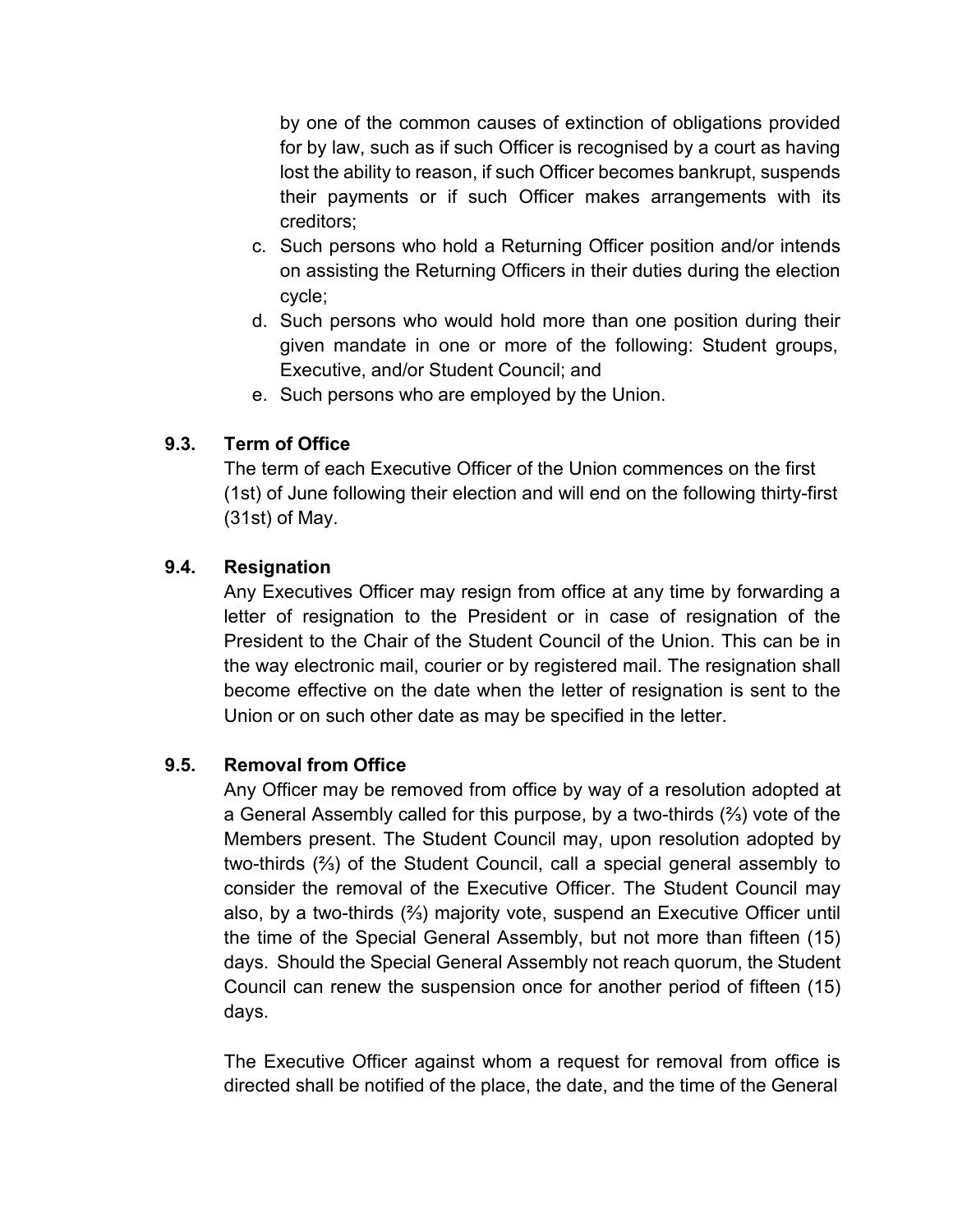by one of the common causes of extinction of obligations provided for by law, such as if such Officer is recognised by a court as having lost the ability to reason, if such Officer becomes bankrupt, suspends their payments or if such Officer makes arrangements with its creditors;

c. Such persons who hold a Returning Officer position and/or intends on assisting the Returning Officers in their duties during the election cycle;
d. Such persons who would hold more than one position during their given mandate in one or more of the following: Student groups, Executive, and/or Student Council; and
e. Such persons who are employed by the Union.

### 9.3. Term of Office

The term of each Executive Officer of the Union commences on the first (1st) of June following their election and will end on the following thirty-first (31st) of May.

### 9.4. Resignation

Any Executives Officer may resign from office at any time by forwarding a letter of resignation to the President or in case of resignation of the President to the Chair of the Student Council of the Union. This can be in the way electronic mail, courier or by registered mail. The resignation shall become effective on the date when the letter of resignation is sent to the Union or on such other date as may be specified in the letter.

### 9.5. Removal from Office

Any Officer may be removed from office by way of a resolution adopted at a General Assembly called for this purpose, by a two-thirds (⅔) vote of the Members present. The Student Council may, upon resolution adopted by two-thirds (⅔) of the Student Council, call a special general assembly to consider the removal of the Executive Officer. The Student Council may also, by a two-thirds (⅔) majority vote, suspend an Executive Officer until the time of the Special General Assembly, but not more than fifteen (15) days. Should the Special General Assembly not reach quorum, the Student Council can renew the suspension once for another period of fifteen (15) days.

The Executive Officer against whom a request for removal from office is directed shall be notified of the place, the date, and the time of the General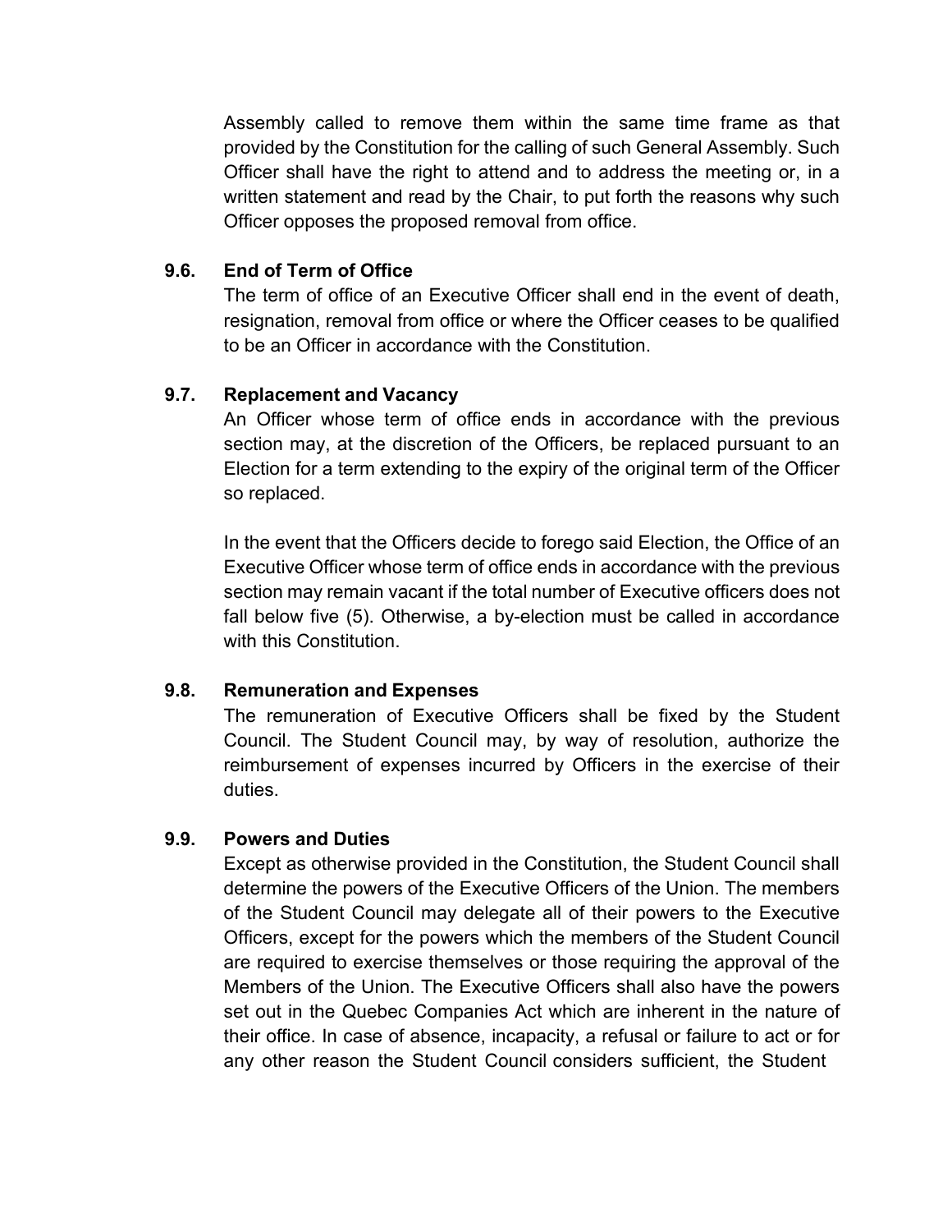Assembly called to remove them within the same time frame as that provided by the Constitution for the calling of such General Assembly. Such Officer shall have the right to attend and to address the meeting or, in a written statement and read by the Chair, to put forth the reasons why such Officer opposes the proposed removal from office.

### 9.6. End of Term of Office

The term of office of an Executive Officer shall end in the event of death, resignation, removal from office or where the Officer ceases to be qualified to be an Officer in accordance with the Constitution.

### 9.7. Replacement and Vacancy

An Officer whose term of office ends in accordance with the previous section may, at the discretion of the Officers, be replaced pursuant to an Election for a term extending to the expiry of the original term of the Officer so replaced.

In the event that the Officers decide to forego said Election, the Office of an Executive Officer whose term of office ends in accordance with the previous section may remain vacant if the total number of Executive officers does not fall below five (5). Otherwise, a by-election must be called in accordance with this Constitution.

### 9.8. Remuneration and Expenses

The remuneration of Executive Officers shall be fixed by the Student Council. The Student Council may, by way of resolution, authorize the reimbursement of expenses incurred by Officers in the exercise of their duties.

### 9.9. Powers and Duties

Except as otherwise provided in the Constitution, the Student Council shall determine the powers of the Executive Officers of the Union. The members of the Student Council may delegate all of their powers to the Executive Officers, except for the powers which the members of the Student Council are required to exercise themselves or those requiring the approval of the Members of the Union. The Executive Officers shall also have the powers set out in the Quebec Companies Act which are inherent in the nature of their office. In case of absence, incapacity, a refusal or failure to act or for any other reason the Student Council considers sufficient, the Student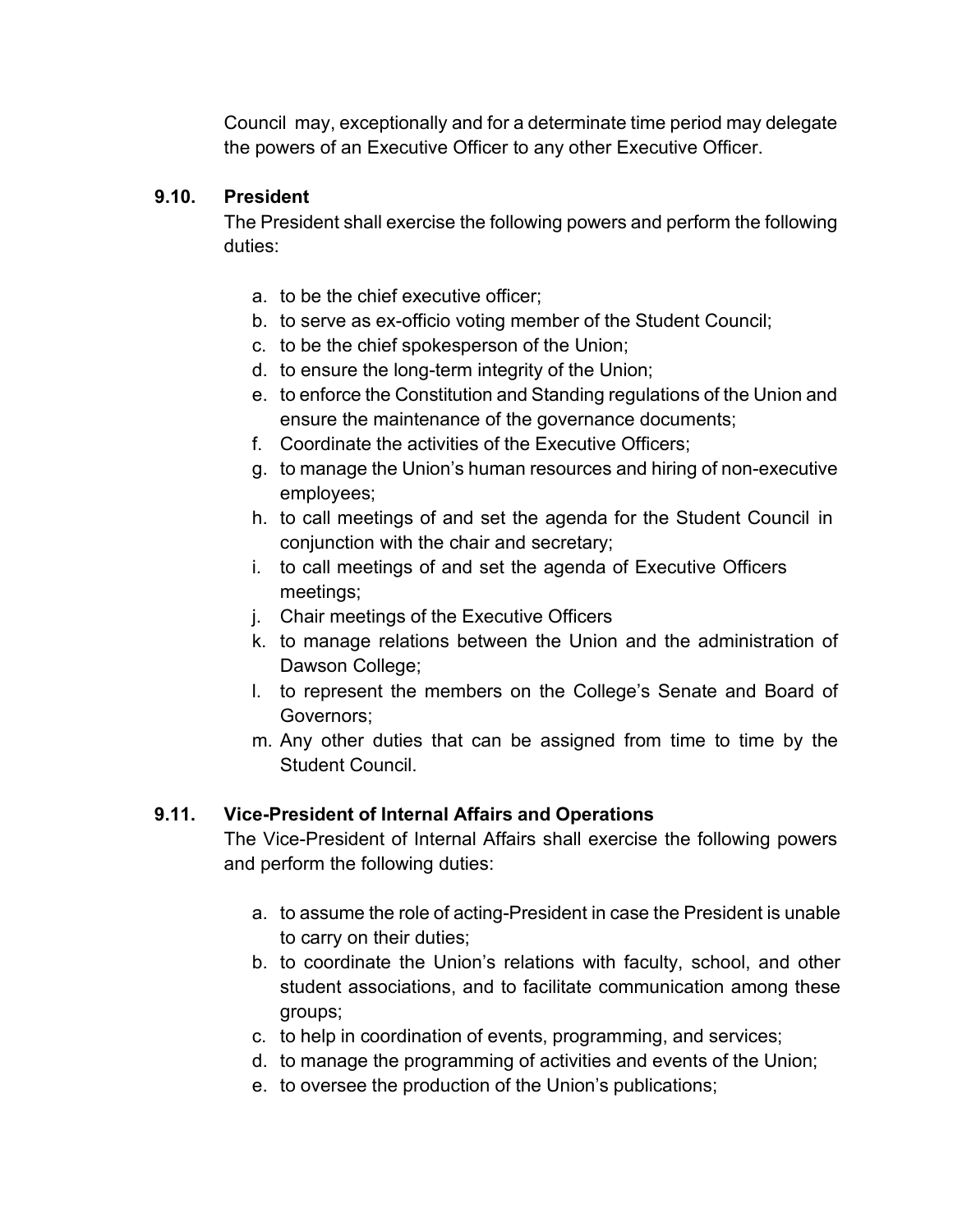Council may, exceptionally and for a determinate time period may delegate the powers of an Executive Officer to any other Executive Officer.

### 9.10. President

The President shall exercise the following powers and perform the following duties:

a. to be the chief executive officer;
b. to serve as ex-officio voting member of the Student Council;
c. to be the chief spokesperson of the Union;
d. to ensure the long-term integrity of the Union;
e. to enforce the Constitution and Standing regulations of the Union and ensure the maintenance of the governance documents;
f. Coordinate the activities of the Executive Officers;
g. to manage the Union's human resources and hiring of non-executive employees;
h. to call meetings of and set the agenda for the Student Council in conjunction with the chair and secretary;
i. to call meetings of and set the agenda of Executive Officers meetings;
j. Chair meetings of the Executive Officers
k. to manage relations between the Union and the administration of Dawson College;
l. to represent the members on the College's Senate and Board of Governors;
m. Any other duties that can be assigned from time to time by the Student Council.

### 9.11. Vice-President of Internal Affairs and Operations

The Vice-President of Internal Affairs shall exercise the following powers and perform the following duties:

a. to assume the role of acting-President in case the President is unable to carry on their duties;
b. to coordinate the Union's relations with faculty, school, and other student associations, and to facilitate communication among these groups;
c. to help in coordination of events, programming, and services;
d. to manage the programming of activities and events of the Union;
e. to oversee the production of the Union's publications;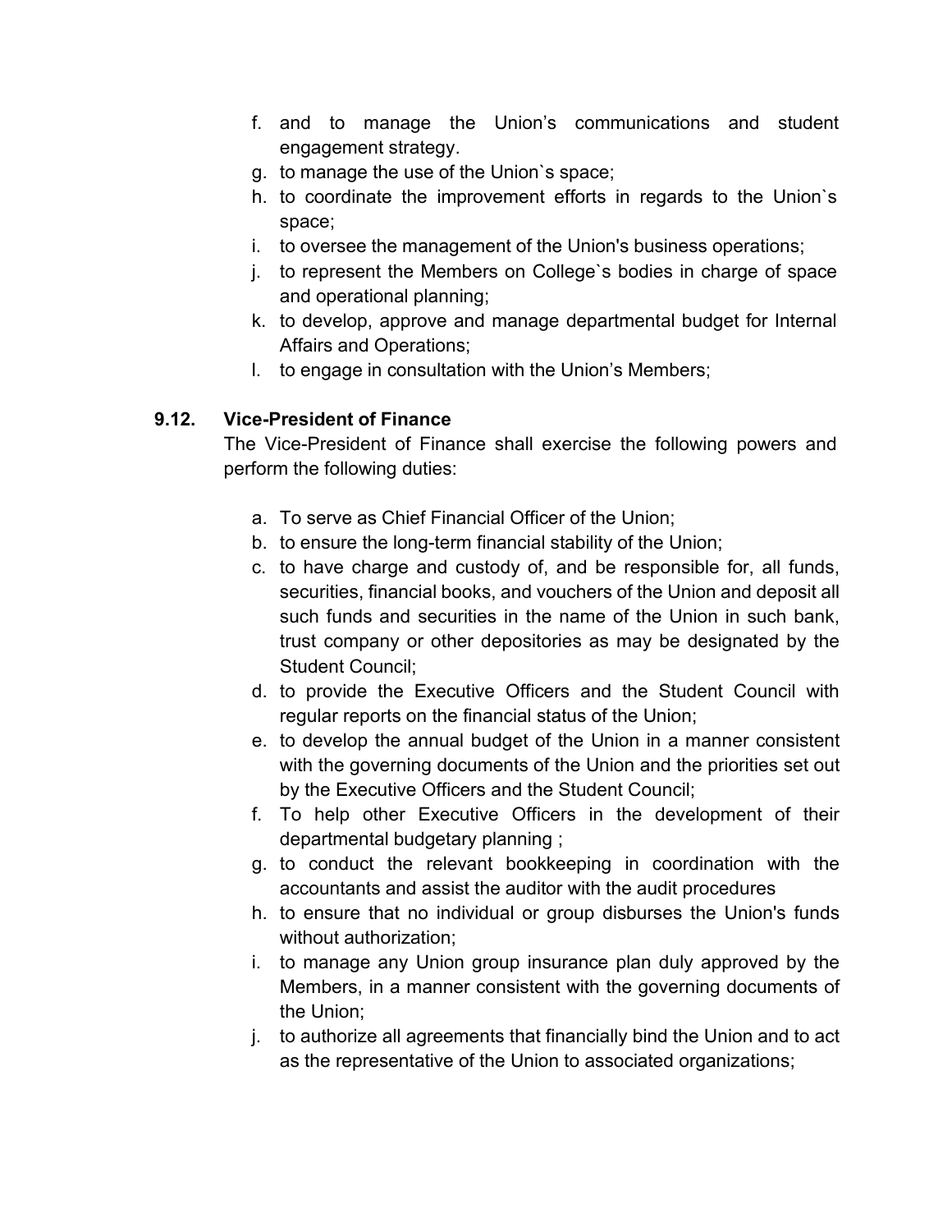f. and to manage the Union's communications and student engagement strategy.
g. to manage the use of the Union`s space;
h. to coordinate the improvement efforts in regards to the Union`s space;
i. to oversee the management of the Union's business operations;
j. to represent the Members on College`s bodies in charge of space and operational planning;
k. to develop, approve and manage departmental budget for Internal Affairs and Operations;
l. to engage in consultation with the Union's Members;

### 9.12. Vice-President of Finance

The Vice-President of Finance shall exercise the following powers and perform the following duties:

a. To serve as Chief Financial Officer of the Union;
b. to ensure the long-term financial stability of the Union;
c. to have charge and custody of, and be responsible for, all funds, securities, financial books, and vouchers of the Union and deposit all such funds and securities in the name of the Union in such bank, trust company or other depositories as may be designated by the Student Council;
d. to provide the Executive Officers and the Student Council with regular reports on the financial status of the Union;
e. to develop the annual budget of the Union in a manner consistent with the governing documents of the Union and the priorities set out by the Executive Officers and the Student Council;
f. To help other Executive Officers in the development of their departmental budgetary planning ;
g. to conduct the relevant bookkeeping in coordination with the accountants and assist the auditor with the audit procedures
h. to ensure that no individual or group disburses the Union's funds without authorization;
i. to manage any Union group insurance plan duly approved by the Members, in a manner consistent with the governing documents of the Union;
j. to authorize all agreements that financially bind the Union and to act as the representative of the Union to associated organizations;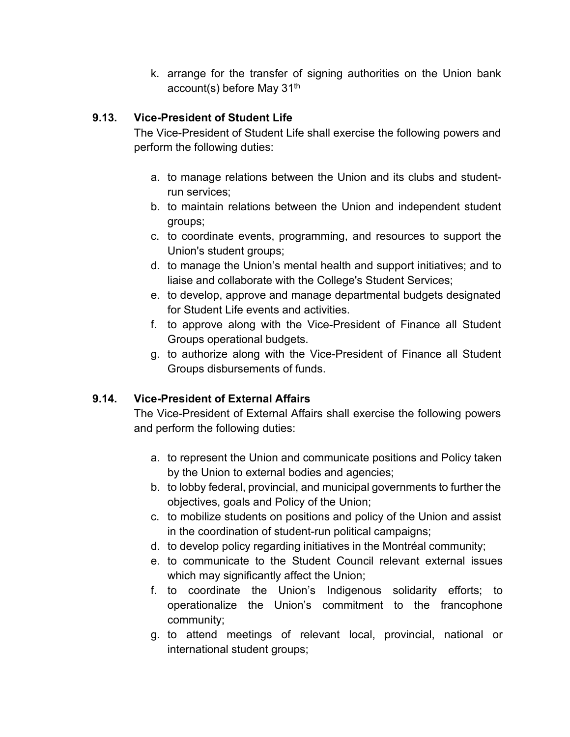k. arrange for the transfer of signing authorities on the Union bank account(s) before May 31th

### 9.13. Vice-President of Student Life

The Vice-President of Student Life shall exercise the following powers and perform the following duties:

a. to manage relations between the Union and its clubs and student-run services;
b. to maintain relations between the Union and independent student groups;
c. to coordinate events, programming, and resources to support the Union's student groups;
d. to manage the Union's mental health and support initiatives; and to liaise and collaborate with the College's Student Services;
e. to develop, approve and manage departmental budgets designated for Student Life events and activities.
f. to approve along with the Vice-President of Finance all Student Groups operational budgets.
g. to authorize along with the Vice-President of Finance all Student Groups disbursements of funds.

### 9.14. Vice-President of External Affairs

The Vice-President of External Affairs shall exercise the following powers and perform the following duties:

a. to represent the Union and communicate positions and Policy taken by the Union to external bodies and agencies;
b. to lobby federal, provincial, and municipal governments to further the objectives, goals and Policy of the Union;
c. to mobilize students on positions and policy of the Union and assist in the coordination of student-run political campaigns;
d. to develop policy regarding initiatives in the Montréal community;
e. to communicate to the Student Council relevant external issues which may significantly affect the Union;
f. to coordinate the Union's Indigenous solidarity efforts; to operationalize the Union's commitment to the francophone community;
g. to attend meetings of relevant local, provincial, national or international student groups;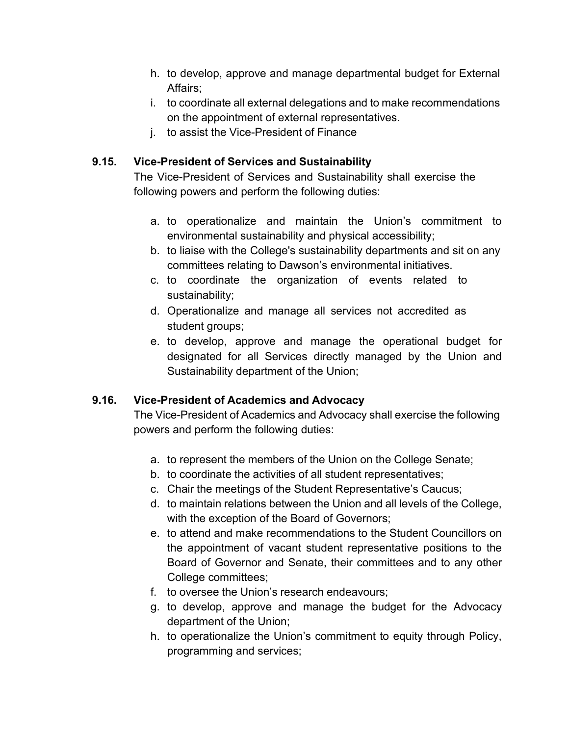h. to develop, approve and manage departmental budget for External Affairs;
i. to coordinate all external delegations and to make recommendations on the appointment of external representatives.
j. to assist the Vice-President of Finance

### 9.15. Vice-President of Services and Sustainability

The Vice-President of Services and Sustainability shall exercise the following powers and perform the following duties:

a. to operationalize and maintain the Union's commitment to environmental sustainability and physical accessibility;
b. to liaise with the College's sustainability departments and sit on any committees relating to Dawson's environmental initiatives.
c. to coordinate the organization of events related to sustainability;
d. Operationalize and manage all services not accredited as student groups;
e. to develop, approve and manage the operational budget for designated for all Services directly managed by the Union and Sustainability department of the Union;

### 9.16. Vice-President of Academics and Advocacy

The Vice-President of Academics and Advocacy shall exercise the following powers and perform the following duties:

a. to represent the members of the Union on the College Senate;
b. to coordinate the activities of all student representatives;
c. Chair the meetings of the Student Representative's Caucus;
d. to maintain relations between the Union and all levels of the College, with the exception of the Board of Governors;
e. to attend and make recommendations to the Student Councillors on the appointment of vacant student representative positions to the Board of Governor and Senate, their committees and to any other College committees;
f. to oversee the Union's research endeavours;
g. to develop, approve and manage the budget for the Advocacy department of the Union;
h. to operationalize the Union's commitment to equity through Policy, programming and services;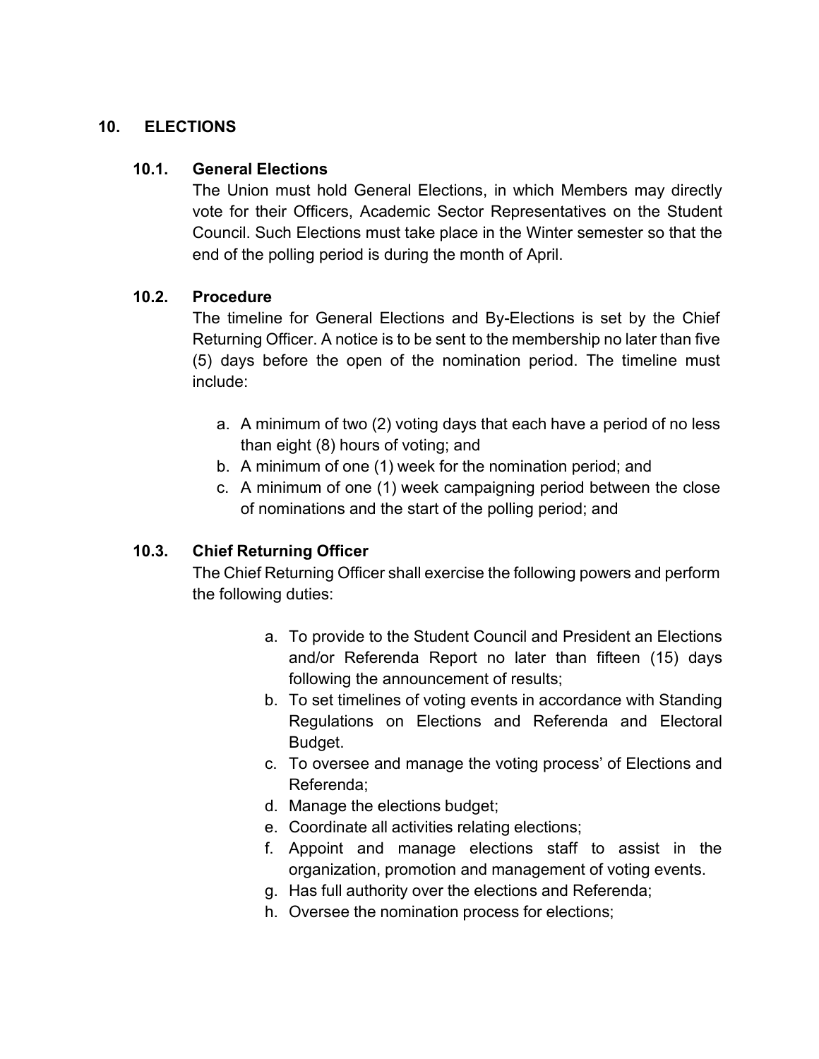## 10. ELECTIONS

### 10.1. General Elections

The Union must hold General Elections, in which Members may directly vote for their Officers, Academic Sector Representatives on the Student Council. Such Elections must take place in the Winter semester so that the end of the polling period is during the month of April.

### 10.2. Procedure

The timeline for General Elections and By-Elections is set by the Chief Returning Officer. A notice is to be sent to the membership no later than five (5) days before the open of the nomination period. The timeline must include:

a. A minimum of two (2) voting days that each have a period of no less than eight (8) hours of voting; and
b. A minimum of one (1) week for the nomination period; and
c. A minimum of one (1) week campaigning period between the close of nominations and the start of the polling period; and

### 10.3. Chief Returning Officer

The Chief Returning Officer shall exercise the following powers and perform the following duties:

a. To provide to the Student Council and President an Elections and/or Referenda Report no later than fifteen (15) days following the announcement of results;
b. To set timelines of voting events in accordance with Standing Regulations on Elections and Referenda and Electoral Budget.
c. To oversee and manage the voting process' of Elections and Referenda;
d. Manage the elections budget;
e. Coordinate all activities relating elections;
f. Appoint and manage elections staff to assist in the organization, promotion and management of voting events.
g. Has full authority over the elections and Referenda;
h. Oversee the nomination process for elections;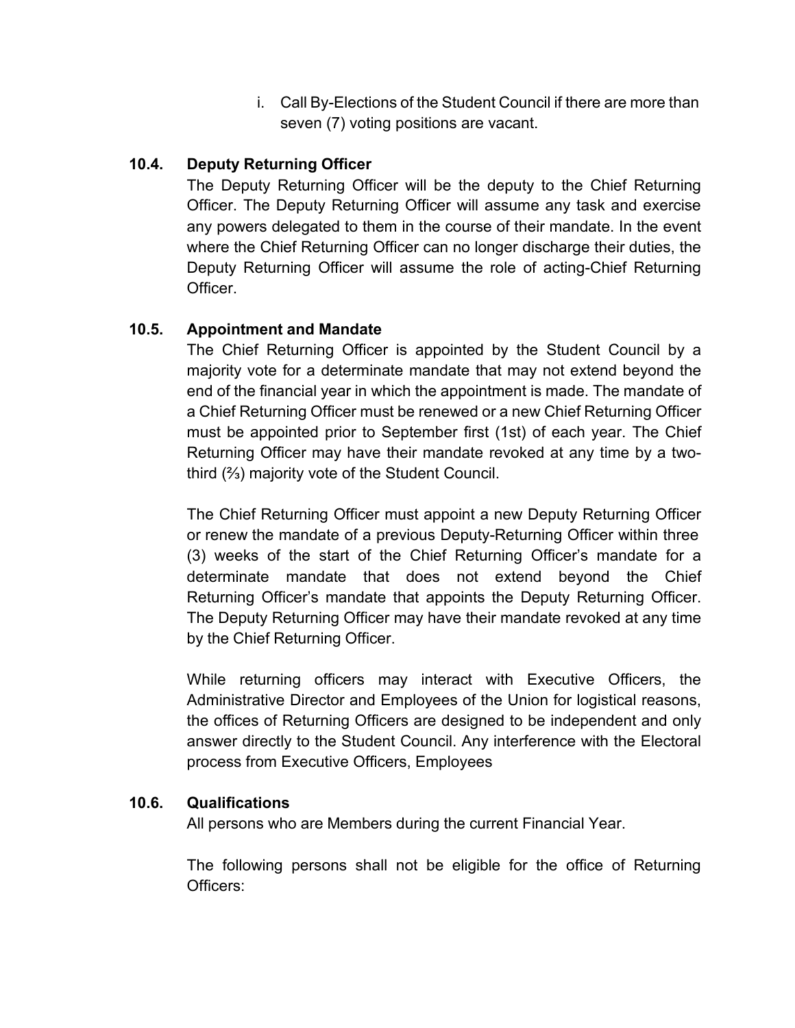i. Call By-Elections of the Student Council if there are more than seven (7) voting positions are vacant.

### 10.4. Deputy Returning Officer

The Deputy Returning Officer will be the deputy to the Chief Returning Officer. The Deputy Returning Officer will assume any task and exercise any powers delegated to them in the course of their mandate. In the event where the Chief Returning Officer can no longer discharge their duties, the Deputy Returning Officer will assume the role of acting-Chief Returning Officer.

### 10.5. Appointment and Mandate

The Chief Returning Officer is appointed by the Student Council by a majority vote for a determinate mandate that may not extend beyond the end of the financial year in which the appointment is made. The mandate of a Chief Returning Officer must be renewed or a new Chief Returning Officer must be appointed prior to September first (1st) of each year. The Chief Returning Officer may have their mandate revoked at any time by a two-third (⅔) majority vote of the Student Council.

The Chief Returning Officer must appoint a new Deputy Returning Officer or renew the mandate of a previous Deputy-Returning Officer within three (3) weeks of the start of the Chief Returning Officer's mandate for a determinate mandate that does not extend beyond the Chief Returning Officer's mandate that appoints the Deputy Returning Officer. The Deputy Returning Officer may have their mandate revoked at any time by the Chief Returning Officer.

While returning officers may interact with Executive Officers, the Administrative Director and Employees of the Union for logistical reasons, the offices of Returning Officers are designed to be independent and only answer directly to the Student Council. Any interference with the Electoral process from Executive Officers, Employees

### 10.6. Qualifications

All persons who are Members during the current Financial Year.

The following persons shall not be eligible for the office of Returning Officers: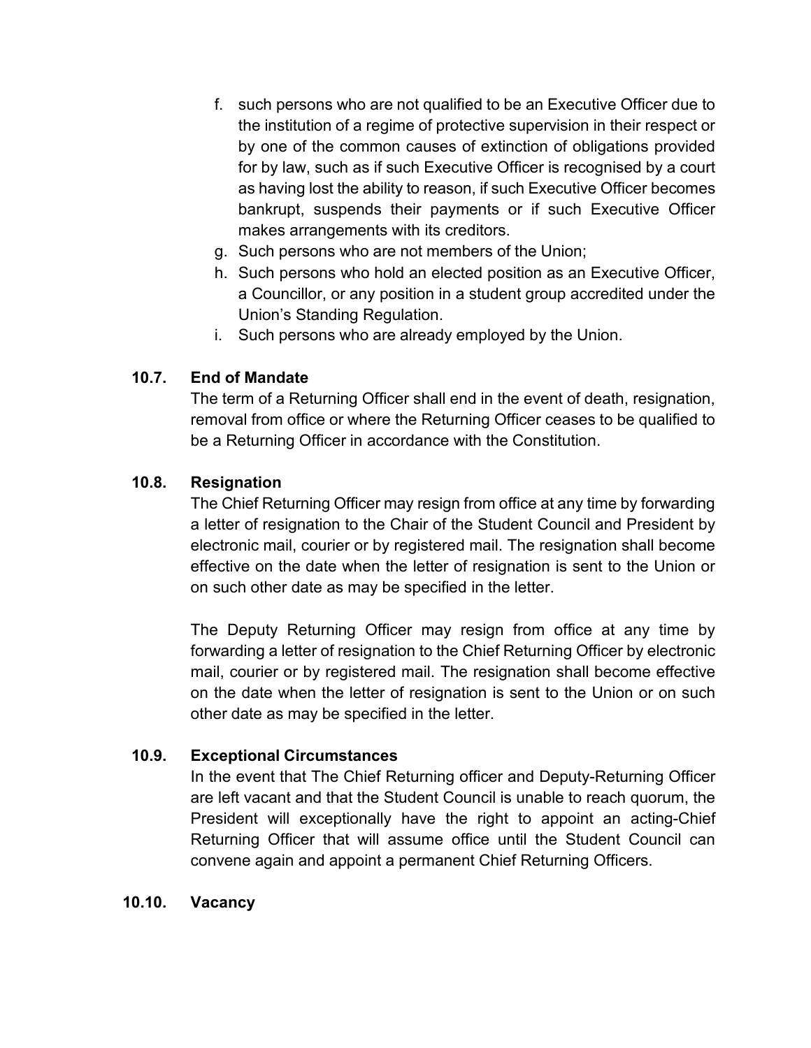f. such persons who are not qualified to be an Executive Officer due to the institution of a regime of protective supervision in their respect or by one of the common causes of extinction of obligations provided for by law, such as if such Executive Officer is recognised by a court as having lost the ability to reason, if such Executive Officer becomes bankrupt, suspends their payments or if such Executive Officer makes arrangements with its creditors.
g. Such persons who are not members of the Union;
h. Such persons who hold an elected position as an Executive Officer, a Councillor, or any position in a student group accredited under the Union's Standing Regulation.
i. Such persons who are already employed by the Union.

### 10.7. End of Mandate

The term of a Returning Officer shall end in the event of death, resignation, removal from office or where the Returning Officer ceases to be qualified to be a Returning Officer in accordance with the Constitution.

### 10.8. Resignation

The Chief Returning Officer may resign from office at any time by forwarding a letter of resignation to the Chair of the Student Council and President by electronic mail, courier or by registered mail. The resignation shall become effective on the date when the letter of resignation is sent to the Union or on such other date as may be specified in the letter.

The Deputy Returning Officer may resign from office at any time by forwarding a letter of resignation to the Chief Returning Officer by electronic mail, courier or by registered mail. The resignation shall become effective on the date when the letter of resignation is sent to the Union or on such other date as may be specified in the letter.

### 10.9. Exceptional Circumstances

In the event that The Chief Returning officer and Deputy-Returning Officer are left vacant and that the Student Council is unable to reach quorum, the President will exceptionally have the right to appoint an acting-Chief Returning Officer that will assume office until the Student Council can convene again and appoint a permanent Chief Returning Officers.

### 10.10. Vacancy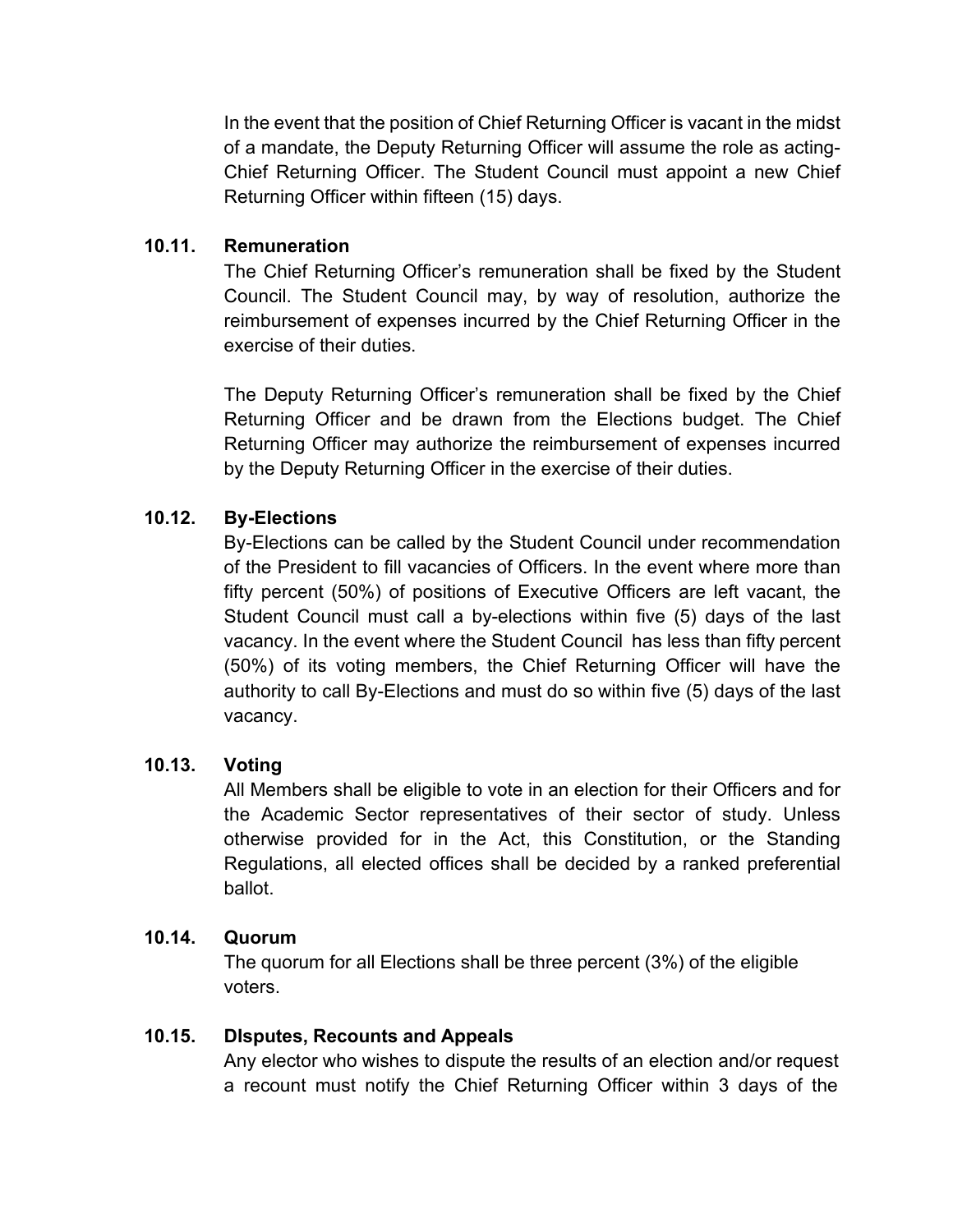In the event that the position of Chief Returning Officer is vacant in the midst of a mandate, the Deputy Returning Officer will assume the role as acting-Chief Returning Officer. The Student Council must appoint a new Chief Returning Officer within fifteen (15) days.

### 10.11. Remuneration

The Chief Returning Officer's remuneration shall be fixed by the Student Council. The Student Council may, by way of resolution, authorize the reimbursement of expenses incurred by the Chief Returning Officer in the exercise of their duties.

The Deputy Returning Officer's remuneration shall be fixed by the Chief Returning Officer and be drawn from the Elections budget. The Chief Returning Officer may authorize the reimbursement of expenses incurred by the Deputy Returning Officer in the exercise of their duties.

### 10.12. By-Elections

By-Elections can be called by the Student Council under recommendation of the President to fill vacancies of Officers. In the event where more than fifty percent (50%) of positions of Executive Officers are left vacant, the Student Council must call a by-elections within five (5) days of the last vacancy. In the event where the Student Council has less than fifty percent (50%) of its voting members, the Chief Returning Officer will have the authority to call By-Elections and must do so within five (5) days of the last vacancy.

### 10.13. Voting

All Members shall be eligible to vote in an election for their Officers and for the Academic Sector representatives of their sector of study. Unless otherwise provided for in the Act, this Constitution, or the Standing Regulations, all elected offices shall be decided by a ranked preferential ballot.

### 10.14. Quorum

The quorum for all Elections shall be three percent (3%) of the eligible voters.

### 10.15. DIsputes, Recounts and Appeals

Any elector who wishes to dispute the results of an election and/or request a recount must notify the Chief Returning Officer within 3 days of the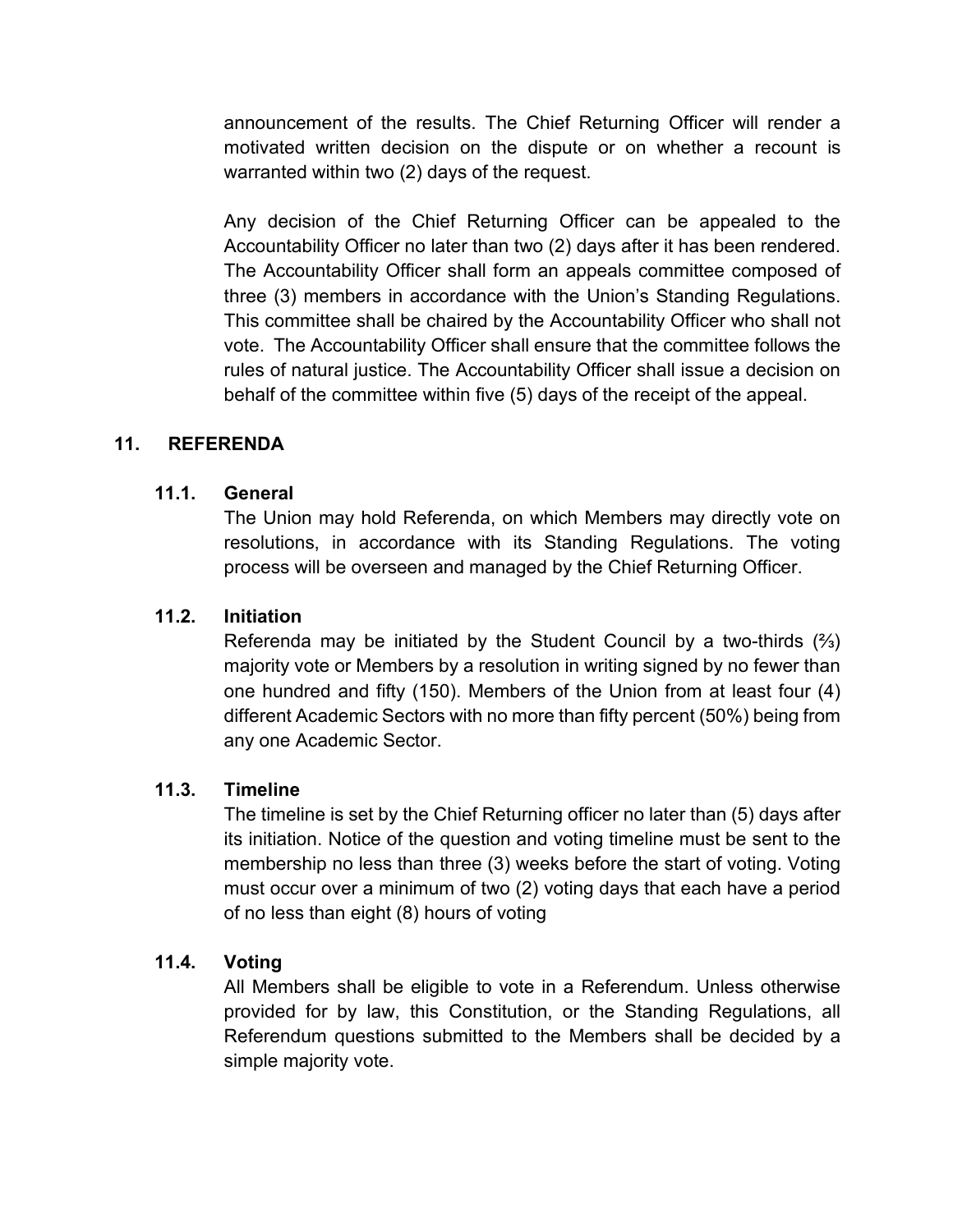announcement of the results. The Chief Returning Officer will render a motivated written decision on the dispute or on whether a recount is warranted within two (2) days of the request.

Any decision of the Chief Returning Officer can be appealed to the Accountability Officer no later than two (2) days after it has been rendered. The Accountability Officer shall form an appeals committee composed of three (3) members in accordance with the Union's Standing Regulations. This committee shall be chaired by the Accountability Officer who shall not vote. The Accountability Officer shall ensure that the committee follows the rules of natural justice. The Accountability Officer shall issue a decision on behalf of the committee within five (5) days of the receipt of the appeal.

## 11. REFERENDA

### 11.1. General

The Union may hold Referenda, on which Members may directly vote on resolutions, in accordance with its Standing Regulations. The voting process will be overseen and managed by the Chief Returning Officer.

### 11.2. Initiation

Referenda may be initiated by the Student Council by a two-thirds (⅔) majority vote or Members by a resolution in writing signed by no fewer than one hundred and fifty (150). Members of the Union from at least four (4) different Academic Sectors with no more than fifty percent (50%) being from any one Academic Sector.

### 11.3. Timeline

The timeline is set by the Chief Returning officer no later than (5) days after its initiation. Notice of the question and voting timeline must be sent to the membership no less than three (3) weeks before the start of voting. Voting must occur over a minimum of two (2) voting days that each have a period of no less than eight (8) hours of voting

### 11.4. Voting

All Members shall be eligible to vote in a Referendum. Unless otherwise provided for by law, this Constitution, or the Standing Regulations, all Referendum questions submitted to the Members shall be decided by a simple majority vote.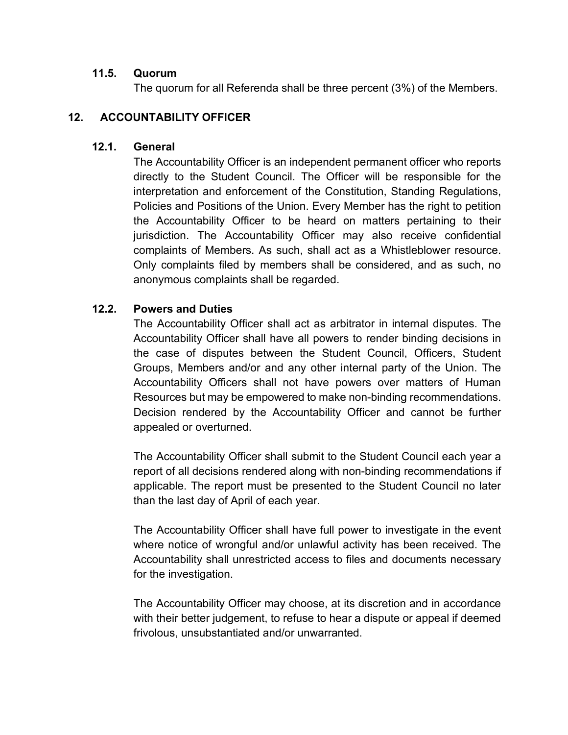### 11.5. Quorum

The quorum for all Referenda shall be three percent (3%) of the Members.

## 12. ACCOUNTABILITY OFFICER

### 12.1. General

The Accountability Officer is an independent permanent officer who reports directly to the Student Council. The Officer will be responsible for the interpretation and enforcement of the Constitution, Standing Regulations, Policies and Positions of the Union. Every Member has the right to petition the Accountability Officer to be heard on matters pertaining to their jurisdiction. The Accountability Officer may also receive confidential complaints of Members. As such, shall act as a Whistleblower resource. Only complaints filed by members shall be considered, and as such, no anonymous complaints shall be regarded.

### 12.2. Powers and Duties

The Accountability Officer shall act as arbitrator in internal disputes. The Accountability Officer shall have all powers to render binding decisions in the case of disputes between the Student Council, Officers, Student Groups, Members and/or and any other internal party of the Union. The Accountability Officers shall not have powers over matters of Human Resources but may be empowered to make non-binding recommendations. Decision rendered by the Accountability Officer and cannot be further appealed or overturned.

The Accountability Officer shall submit to the Student Council each year a report of all decisions rendered along with non-binding recommendations if applicable. The report must be presented to the Student Council no later than the last day of April of each year.

The Accountability Officer shall have full power to investigate in the event where notice of wrongful and/or unlawful activity has been received. The Accountability shall unrestricted access to files and documents necessary for the investigation.

The Accountability Officer may choose, at its discretion and in accordance with their better judgement, to refuse to hear a dispute or appeal if deemed frivolous, unsubstantiated and/or unwarranted.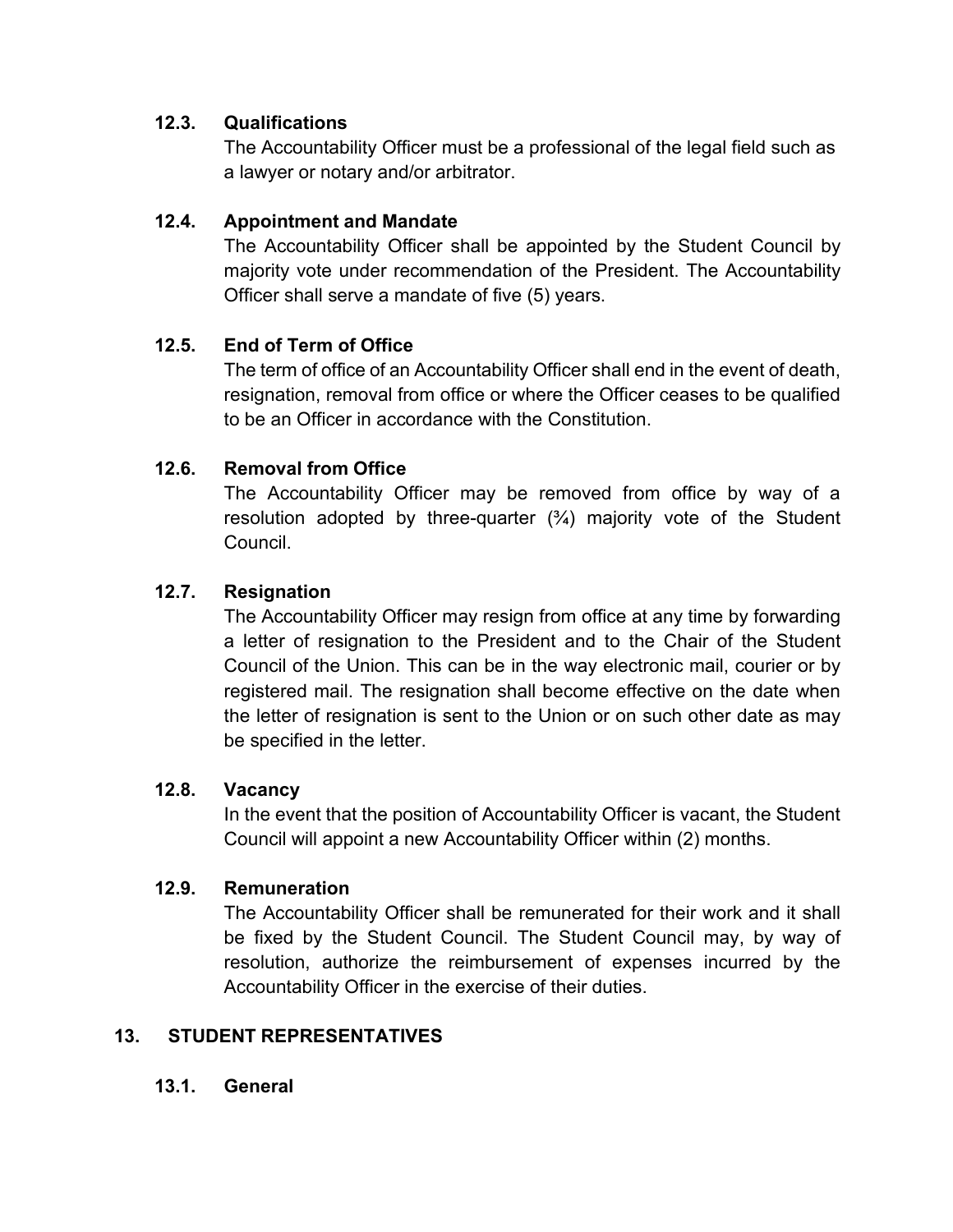### 12.3. Qualifications

The Accountability Officer must be a professional of the legal field such as a lawyer or notary and/or arbitrator.

### 12.4. Appointment and Mandate

The Accountability Officer shall be appointed by the Student Council by majority vote under recommendation of the President. The Accountability Officer shall serve a mandate of five (5) years.

### 12.5. End of Term of Office

The term of office of an Accountability Officer shall end in the event of death, resignation, removal from office or where the Officer ceases to be qualified to be an Officer in accordance with the Constitution.

### 12.6. Removal from Office

The Accountability Officer may be removed from office by way of a resolution adopted by three-quarter (¾) majority vote of the Student Council.

### 12.7. Resignation

The Accountability Officer may resign from office at any time by forwarding a letter of resignation to the President and to the Chair of the Student Council of the Union. This can be in the way electronic mail, courier or by registered mail. The resignation shall become effective on the date when the letter of resignation is sent to the Union or on such other date as may be specified in the letter.

### 12.8. Vacancy

In the event that the position of Accountability Officer is vacant, the Student Council will appoint a new Accountability Officer within (2) months.

### 12.9. Remuneration

The Accountability Officer shall be remunerated for their work and it shall be fixed by the Student Council. The Student Council may, by way of resolution, authorize the reimbursement of expenses incurred by the Accountability Officer in the exercise of their duties.

## 13. STUDENT REPRESENTATIVES

### 13.1. General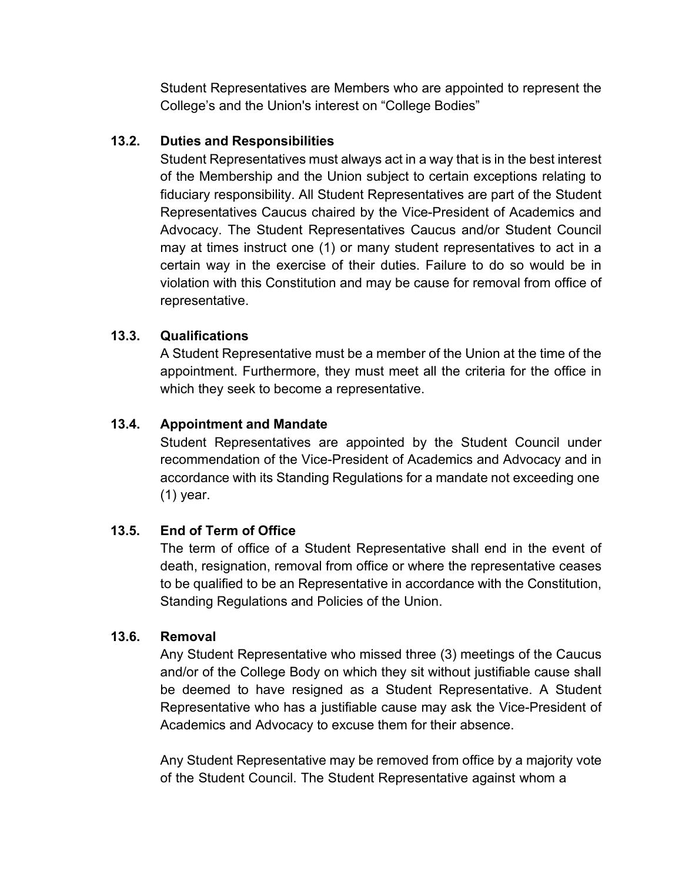Student Representatives are Members who are appointed to represent the College's and the Union's interest on "College Bodies"

### 13.2. Duties and Responsibilities

Student Representatives must always act in a way that is in the best interest of the Membership and the Union subject to certain exceptions relating to fiduciary responsibility. All Student Representatives are part of the Student Representatives Caucus chaired by the Vice-President of Academics and Advocacy. The Student Representatives Caucus and/or Student Council may at times instruct one (1) or many student representatives to act in a certain way in the exercise of their duties. Failure to do so would be in violation with this Constitution and may be cause for removal from office of representative.

### 13.3. Qualifications

A Student Representative must be a member of the Union at the time of the appointment. Furthermore, they must meet all the criteria for the office in which they seek to become a representative.

### 13.4. Appointment and Mandate

Student Representatives are appointed by the Student Council under recommendation of the Vice-President of Academics and Advocacy and in accordance with its Standing Regulations for a mandate not exceeding one (1) year.

### 13.5. End of Term of Office

The term of office of a Student Representative shall end in the event of death, resignation, removal from office or where the representative ceases to be qualified to be an Representative in accordance with the Constitution, Standing Regulations and Policies of the Union.

### 13.6. Removal

Any Student Representative who missed three (3) meetings of the Caucus and/or of the College Body on which they sit without justifiable cause shall be deemed to have resigned as a Student Representative. A Student Representative who has a justifiable cause may ask the Vice-President of Academics and Advocacy to excuse them for their absence.

Any Student Representative may be removed from office by a majority vote of the Student Council. The Student Representative against whom a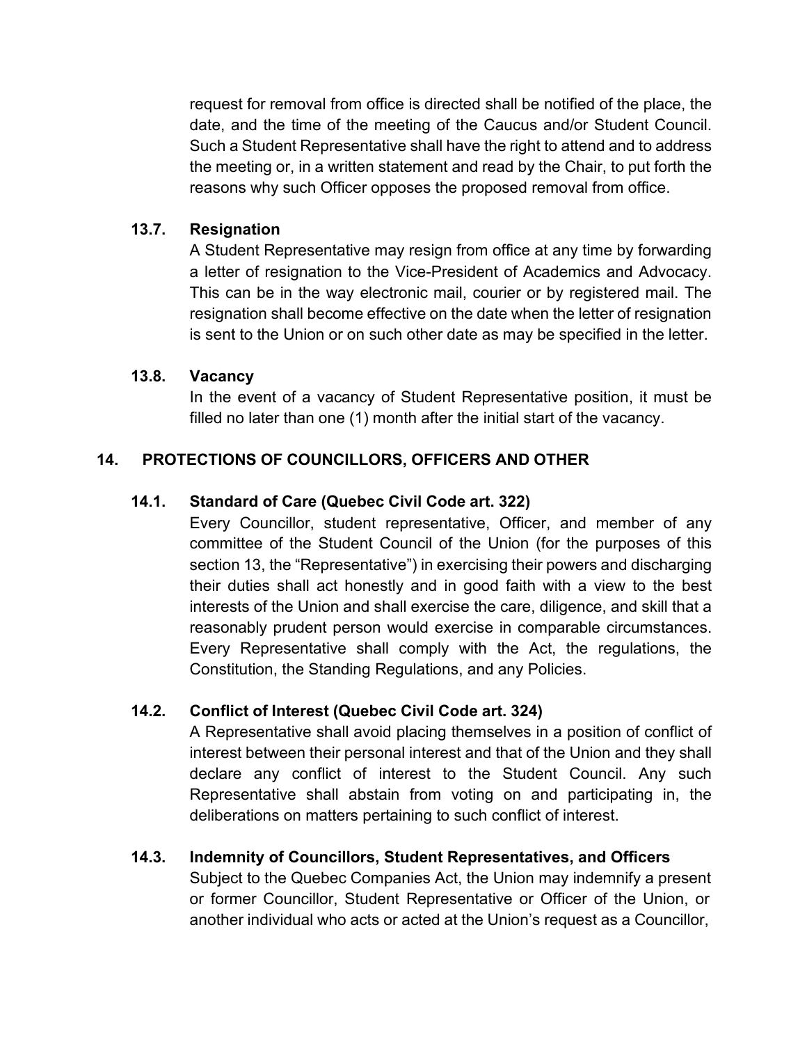request for removal from office is directed shall be notified of the place, the date, and the time of the meeting of the Caucus and/or Student Council. Such a Student Representative shall have the right to attend and to address the meeting or, in a written statement and read by the Chair, to put forth the reasons why such Officer opposes the proposed removal from office.

### 13.7. Resignation

A Student Representative may resign from office at any time by forwarding a letter of resignation to the Vice-President of Academics and Advocacy. This can be in the way electronic mail, courier or by registered mail. The resignation shall become effective on the date when the letter of resignation is sent to the Union or on such other date as may be specified in the letter.

### 13.8. Vacancy

In the event of a vacancy of Student Representative position, it must be filled no later than one (1) month after the initial start of the vacancy.

## 14. PROTECTIONS OF COUNCILLORS, OFFICERS AND OTHER

### 14.1. Standard of Care (Quebec Civil Code art. 322)

Every Councillor, student representative, Officer, and member of any committee of the Student Council of the Union (for the purposes of this section 13, the "Representative") in exercising their powers and discharging their duties shall act honestly and in good faith with a view to the best interests of the Union and shall exercise the care, diligence, and skill that a reasonably prudent person would exercise in comparable circumstances. Every Representative shall comply with the Act, the regulations, the Constitution, the Standing Regulations, and any Policies.

### 14.2. Conflict of Interest (Quebec Civil Code art. 324)

A Representative shall avoid placing themselves in a position of conflict of interest between their personal interest and that of the Union and they shall declare any conflict of interest to the Student Council. Any such Representative shall abstain from voting on and participating in, the deliberations on matters pertaining to such conflict of interest.

### 14.3. Indemnity of Councillors, Student Representatives, and Officers

Subject to the Quebec Companies Act, the Union may indemnify a present or former Councillor, Student Representative or Officer of the Union, or another individual who acts or acted at the Union's request as a Councillor,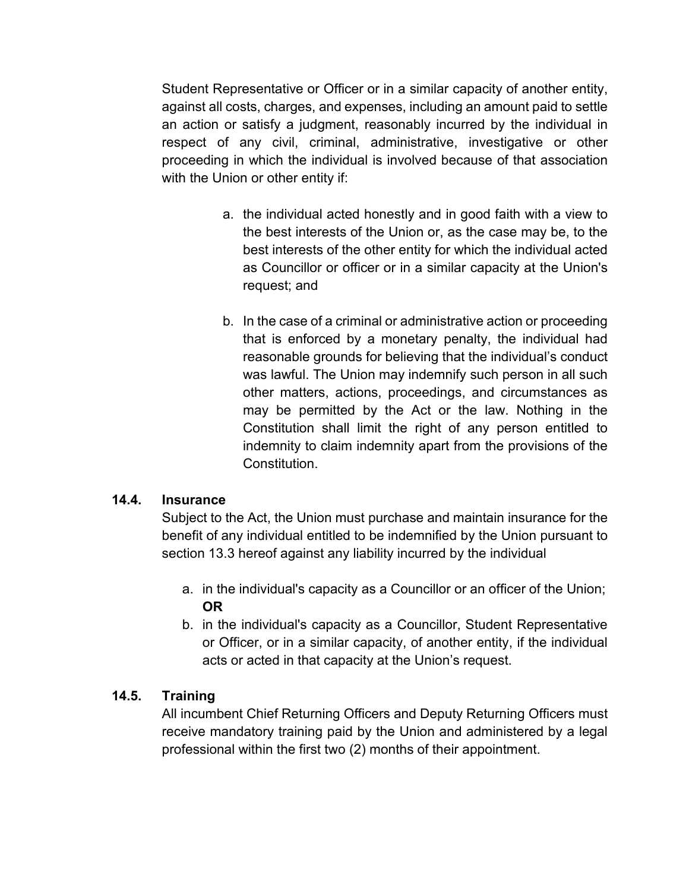Student Representative or Officer or in a similar capacity of another entity, against all costs, charges, and expenses, including an amount paid to settle an action or satisfy a judgment, reasonably incurred by the individual in respect of any civil, criminal, administrative, investigative or other proceeding in which the individual is involved because of that association with the Union or other entity if:

a. the individual acted honestly and in good faith with a view to the best interests of the Union or, as the case may be, to the best interests of the other entity for which the individual acted as Councillor or officer or in a similar capacity at the Union's request; and

b. In the case of a criminal or administrative action or proceeding that is enforced by a monetary penalty, the individual had reasonable grounds for believing that the individual's conduct was lawful. The Union may indemnify such person in all such other matters, actions, proceedings, and circumstances as may be permitted by the Act or the law. Nothing in the Constitution shall limit the right of any person entitled to indemnity to claim indemnity apart from the provisions of the Constitution.

### 14.4. Insurance

Subject to the Act, the Union must purchase and maintain insurance for the benefit of any individual entitled to be indemnified by the Union pursuant to section 13.3 hereof against any liability incurred by the individual

a. in the individual's capacity as a Councillor or an officer of the Union; **OR**
b. in the individual's capacity as a Councillor, Student Representative or Officer, or in a similar capacity, of another entity, if the individual acts or acted in that capacity at the Union's request.

### 14.5. Training

All incumbent Chief Returning Officers and Deputy Returning Officers must receive mandatory training paid by the Union and administered by a legal professional within the first two (2) months of their appointment.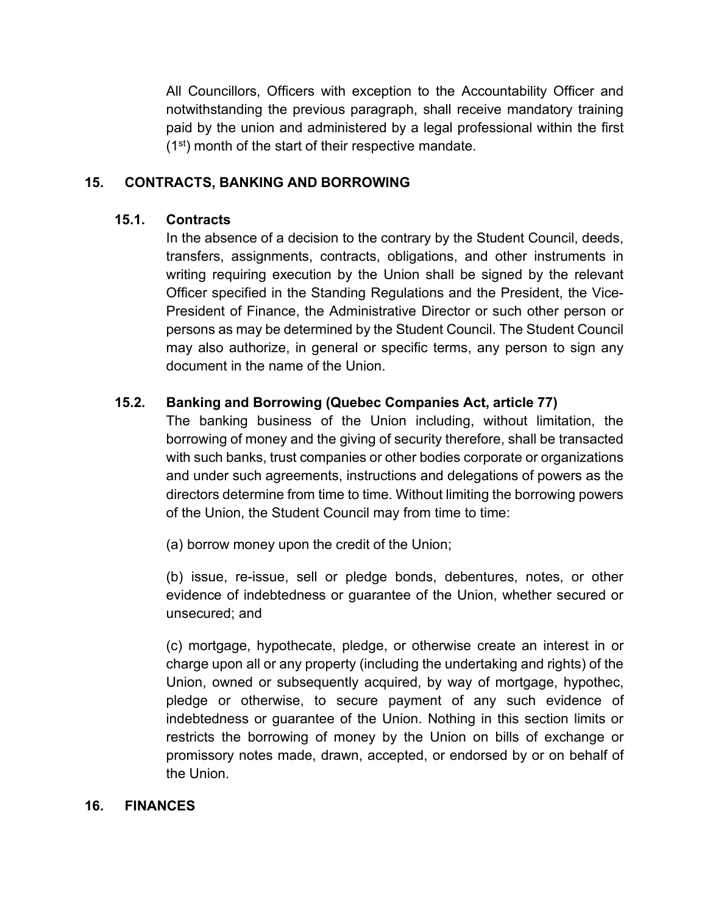All Councillors, Officers with exception to the Accountability Officer and notwithstanding the previous paragraph, shall receive mandatory training paid by the union and administered by a legal professional within the first (1st) month of the start of their respective mandate.

## 15. CONTRACTS, BANKING AND BORROWING

### 15.1. Contracts

In the absence of a decision to the contrary by the Student Council, deeds, transfers, assignments, contracts, obligations, and other instruments in writing requiring execution by the Union shall be signed by the relevant Officer specified in the Standing Regulations and the President, the Vice-President of Finance, the Administrative Director or such other person or persons as may be determined by the Student Council. The Student Council may also authorize, in general or specific terms, any person to sign any document in the name of the Union.

### 15.2. Banking and Borrowing (Quebec Companies Act, article 77)

The banking business of the Union including, without limitation, the borrowing of money and the giving of security therefore, shall be transacted with such banks, trust companies or other bodies corporate or organizations and under such agreements, instructions and delegations of powers as the directors determine from time to time. Without limiting the borrowing powers of the Union, the Student Council may from time to time:

(a) borrow money upon the credit of the Union;

(b) issue, re-issue, sell or pledge bonds, debentures, notes, or other evidence of indebtedness or guarantee of the Union, whether secured or unsecured; and

(c) mortgage, hypothecate, pledge, or otherwise create an interest in or charge upon all or any property (including the undertaking and rights) of the Union, owned or subsequently acquired, by way of mortgage, hypothec, pledge or otherwise, to secure payment of any such evidence of indebtedness or guarantee of the Union. Nothing in this section limits or restricts the borrowing of money by the Union on bills of exchange or promissory notes made, drawn, accepted, or endorsed by or on behalf of the Union.

## 16. FINANCES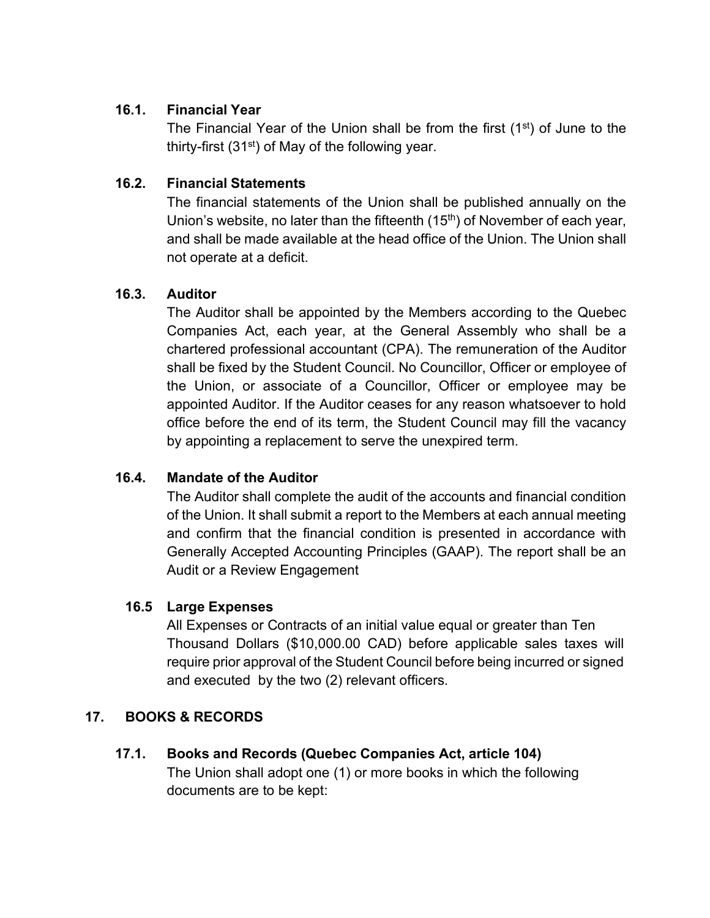### 16.1. Financial Year

The Financial Year of the Union shall be from the first (1st) of June to the thirty-first (31st) of May of the following year.

### 16.2. Financial Statements

The financial statements of the Union shall be published annually on the Union's website, no later than the fifteenth (15th) of November of each year, and shall be made available at the head office of the Union. The Union shall not operate at a deficit.

### 16.3. Auditor

The Auditor shall be appointed by the Members according to the Quebec Companies Act, each year, at the General Assembly who shall be a chartered professional accountant (CPA). The remuneration of the Auditor shall be fixed by the Student Council. No Councillor, Officer or employee of the Union, or associate of a Councillor, Officer or employee may be appointed Auditor. If the Auditor ceases for any reason whatsoever to hold office before the end of its term, the Student Council may fill the vacancy by appointing a replacement to serve the unexpired term.

### 16.4. Mandate of the Auditor

The Auditor shall complete the audit of the accounts and financial condition of the Union. It shall submit a report to the Members at each annual meeting and confirm that the financial condition is presented in accordance with Generally Accepted Accounting Principles (GAAP). The report shall be an Audit or a Review Engagement

### 16.5 Large Expenses

All Expenses or Contracts of an initial value equal or greater than Ten Thousand Dollars ($10,000.00 CAD) before applicable sales taxes will require prior approval of the Student Council before being incurred or signed and executed by the two (2) relevant officers.

## 17. BOOKS & RECORDS

### 17.1. Books and Records (Quebec Companies Act, article 104)

The Union shall adopt one (1) or more books in which the following documents are to be kept: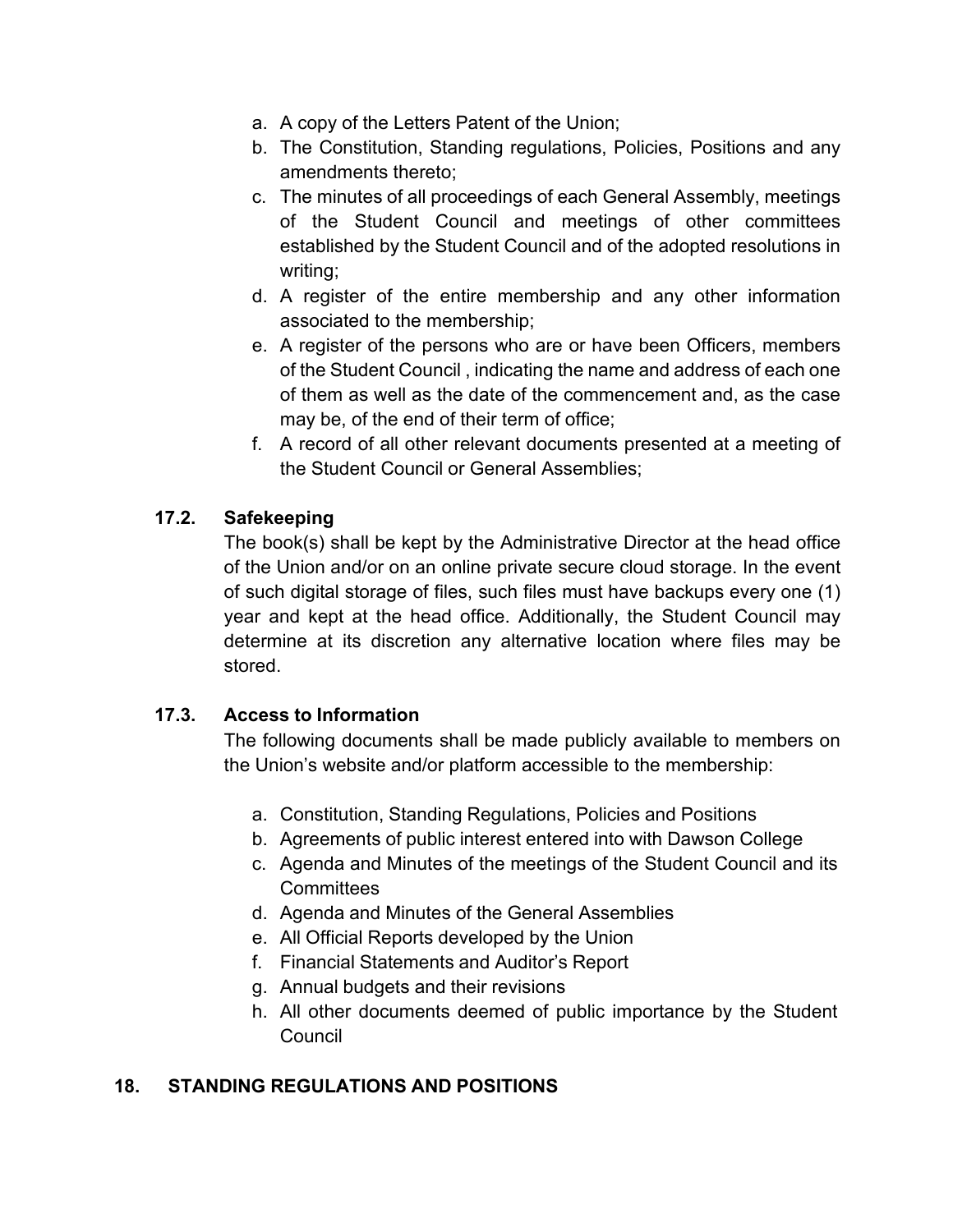a. A copy of the Letters Patent of the Union;
b. The Constitution, Standing regulations, Policies, Positions and any amendments thereto;
c. The minutes of all proceedings of each General Assembly, meetings of the Student Council and meetings of other committees established by the Student Council and of the adopted resolutions in writing;
d. A register of the entire membership and any other information associated to the membership;
e. A register of the persons who are or have been Officers, members of the Student Council , indicating the name and address of each one of them as well as the date of the commencement and, as the case may be, of the end of their term of office;
f. A record of all other relevant documents presented at a meeting of the Student Council or General Assemblies;

### 17.2. Safekeeping

The book(s) shall be kept by the Administrative Director at the head office of the Union and/or on an online private secure cloud storage. In the event of such digital storage of files, such files must have backups every one (1) year and kept at the head office. Additionally, the Student Council may determine at its discretion any alternative location where files may be stored.

### 17.3. Access to Information

The following documents shall be made publicly available to members on the Union's website and/or platform accessible to the membership:

a. Constitution, Standing Regulations, Policies and Positions
b. Agreements of public interest entered into with Dawson College
c. Agenda and Minutes of the meetings of the Student Council and its Committees
d. Agenda and Minutes of the General Assemblies
e. All Official Reports developed by the Union
f. Financial Statements and Auditor's Report
g. Annual budgets and their revisions
h. All other documents deemed of public importance by the Student Council

## 18. STANDING REGULATIONS AND POSITIONS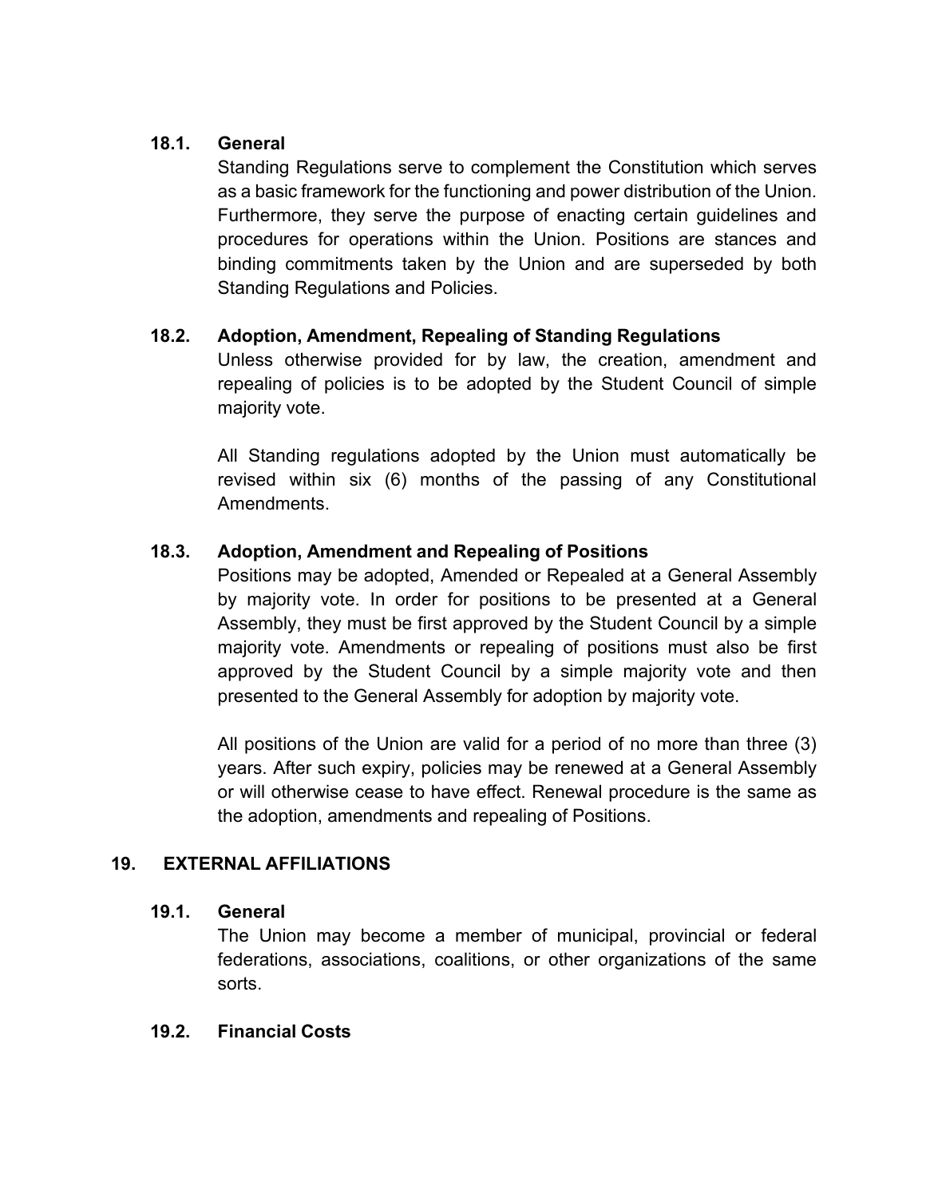### 18.1. General

Standing Regulations serve to complement the Constitution which serves as a basic framework for the functioning and power distribution of the Union. Furthermore, they serve the purpose of enacting certain guidelines and procedures for operations within the Union. Positions are stances and binding commitments taken by the Union and are superseded by both Standing Regulations and Policies.

### 18.2. Adoption, Amendment, Repealing of Standing Regulations

Unless otherwise provided for by law, the creation, amendment and repealing of policies is to be adopted by the Student Council of simple majority vote.

All Standing regulations adopted by the Union must automatically be revised within six (6) months of the passing of any Constitutional Amendments.

### 18.3. Adoption, Amendment and Repealing of Positions

Positions may be adopted, Amended or Repealed at a General Assembly by majority vote. In order for positions to be presented at a General Assembly, they must be first approved by the Student Council by a simple majority vote. Amendments or repealing of positions must also be first approved by the Student Council by a simple majority vote and then presented to the General Assembly for adoption by majority vote.

All positions of the Union are valid for a period of no more than three (3) years. After such expiry, policies may be renewed at a General Assembly or will otherwise cease to have effect. Renewal procedure is the same as the adoption, amendments and repealing of Positions.

## 19. EXTERNAL AFFILIATIONS

### 19.1. General

The Union may become a member of municipal, provincial or federal federations, associations, coalitions, or other organizations of the same sorts.

### 19.2. Financial Costs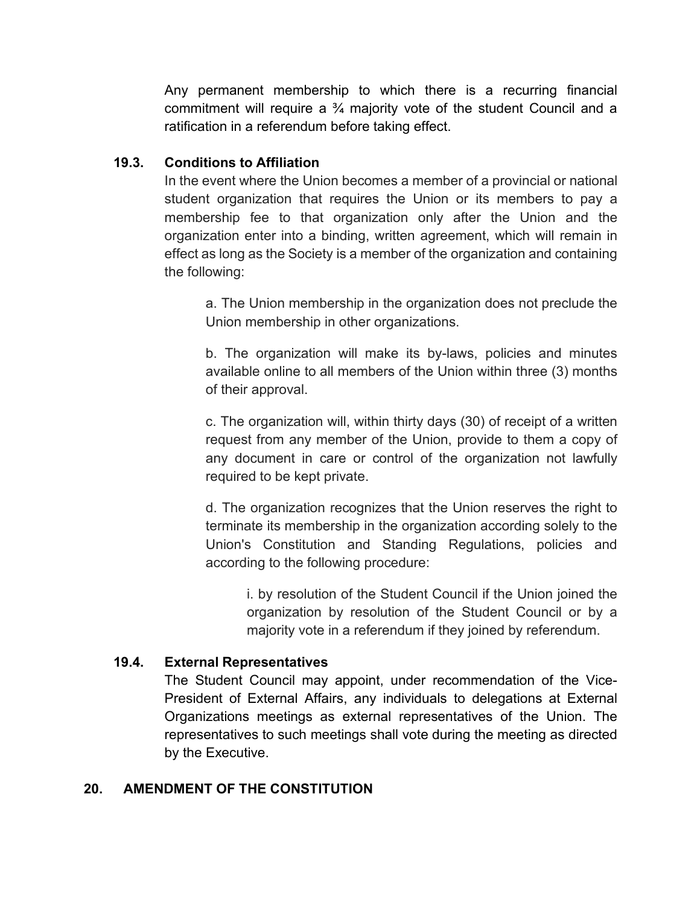Any permanent membership to which there is a recurring financial commitment will require a ¾ majority vote of the student Council and a ratification in a referendum before taking effect.

### 19.3. Conditions to Affiliation

In the event where the Union becomes a member of a provincial or national student organization that requires the Union or its members to pay a membership fee to that organization only after the Union and the organization enter into a binding, written agreement, which will remain in effect as long as the Society is a member of the organization and containing the following:

a. The Union membership in the organization does not preclude the Union membership in other organizations.

b. The organization will make its by-laws, policies and minutes available online to all members of the Union within three (3) months of their approval.

c. The organization will, within thirty days (30) of receipt of a written request from any member of the Union, provide to them a copy of any document in care or control of the organization not lawfully required to be kept private.

d. The organization recognizes that the Union reserves the right to terminate its membership in the organization according solely to the Union's Constitution and Standing Regulations, policies and according to the following procedure:

i. by resolution of the Student Council if the Union joined the organization by resolution of the Student Council or by a majority vote in a referendum if they joined by referendum.

### 19.4. External Representatives

The Student Council may appoint, under recommendation of the Vice-President of External Affairs, any individuals to delegations at External Organizations meetings as external representatives of the Union. The representatives to such meetings shall vote during the meeting as directed by the Executive.

## 20. AMENDMENT OF THE CONSTITUTION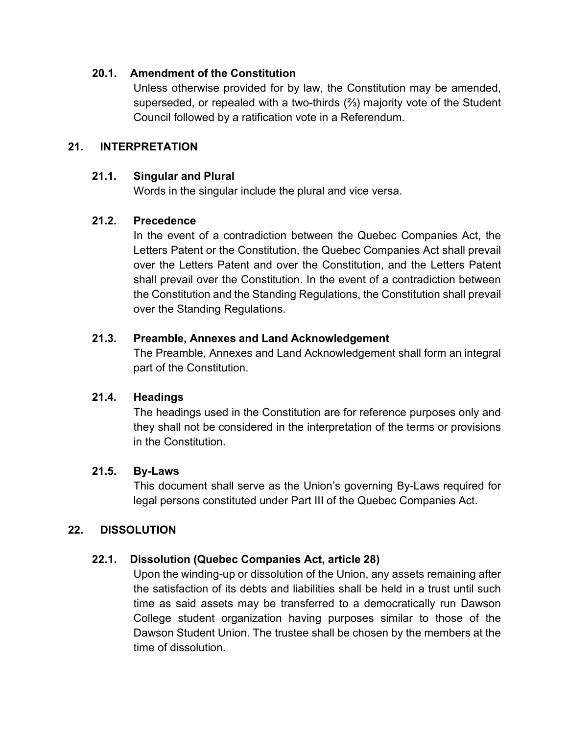### 20.1. Amendment of the Constitution

Unless otherwise provided for by law, the Constitution may be amended, superseded, or repealed with a two-thirds (⅔) majority vote of the Student Council followed by a ratification vote in a Referendum.

## 21. INTERPRETATION

### 21.1. Singular and Plural

Words in the singular include the plural and vice versa.

### 21.2. Precedence

In the event of a contradiction between the Quebec Companies Act, the Letters Patent or the Constitution, the Quebec Companies Act shall prevail over the Letters Patent and over the Constitution, and the Letters Patent shall prevail over the Constitution. In the event of a contradiction between the Constitution and the Standing Regulations, the Constitution shall prevail over the Standing Regulations.

### 21.3. Preamble, Annexes and Land Acknowledgement

The Preamble, Annexes and Land Acknowledgement shall form an integral part of the Constitution.

### 21.4. Headings

The headings used in the Constitution are for reference purposes only and they shall not be considered in the interpretation of the terms or provisions in the Constitution.

### 21.5. By-Laws

This document shall serve as the Union's governing By-Laws required for legal persons constituted under Part III of the Quebec Companies Act.

## 22. DISSOLUTION

### 22.1. Dissolution (Quebec Companies Act, article 28)

Upon the winding-up or dissolution of the Union, any assets remaining after the satisfaction of its debts and liabilities shall be held in a trust until such time as said assets may be transferred to a democratically run Dawson College student organization having purposes similar to those of the Dawson Student Union. The trustee shall be chosen by the members at the time of dissolution.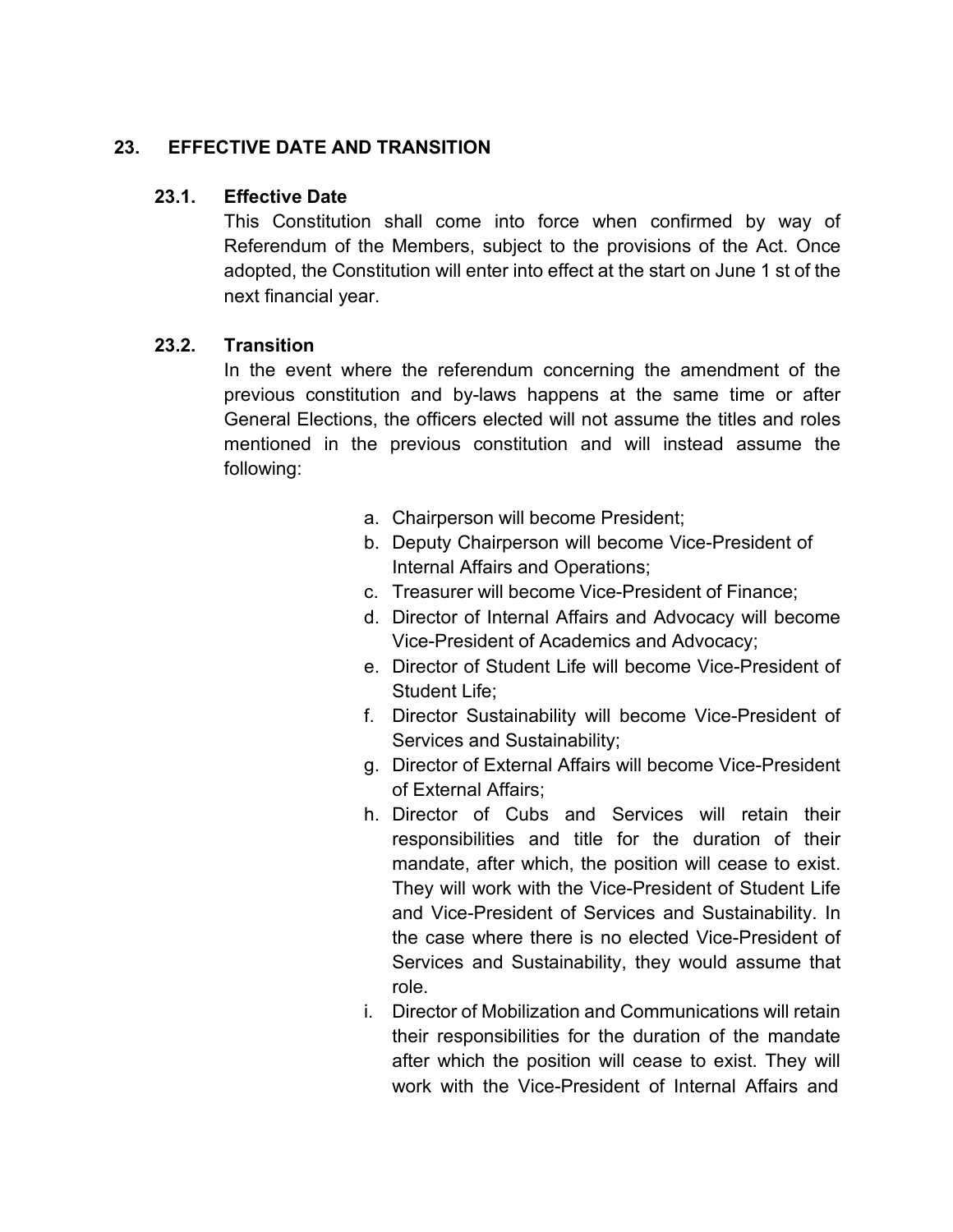## 23. EFFECTIVE DATE AND TRANSITION

### 23.1. Effective Date

This Constitution shall come into force when confirmed by way of Referendum of the Members, subject to the provisions of the Act. Once adopted, the Constitution will enter into effect at the start on June 1 st of the next financial year.

### 23.2. Transition

In the event where the referendum concerning the amendment of the previous constitution and by-laws happens at the same time or after General Elections, the officers elected will not assume the titles and roles mentioned in the previous constitution and will instead assume the following:

a. Chairperson will become President;
b. Deputy Chairperson will become Vice-President of Internal Affairs and Operations;
c. Treasurer will become Vice-President of Finance;
d. Director of Internal Affairs and Advocacy will become Vice-President of Academics and Advocacy;
e. Director of Student Life will become Vice-President of Student Life;
f. Director Sustainability will become Vice-President of Services and Sustainability;
g. Director of External Affairs will become Vice-President of External Affairs;
h. Director of Cubs and Services will retain their responsibilities and title for the duration of their mandate, after which, the position will cease to exist. They will work with the Vice-President of Student Life and Vice-President of Services and Sustainability. In the case where there is no elected Vice-President of Services and Sustainability, they would assume that role.
i. Director of Mobilization and Communications will retain their responsibilities for the duration of the mandate after which the position will cease to exist. They will work with the Vice-President of Internal Affairs and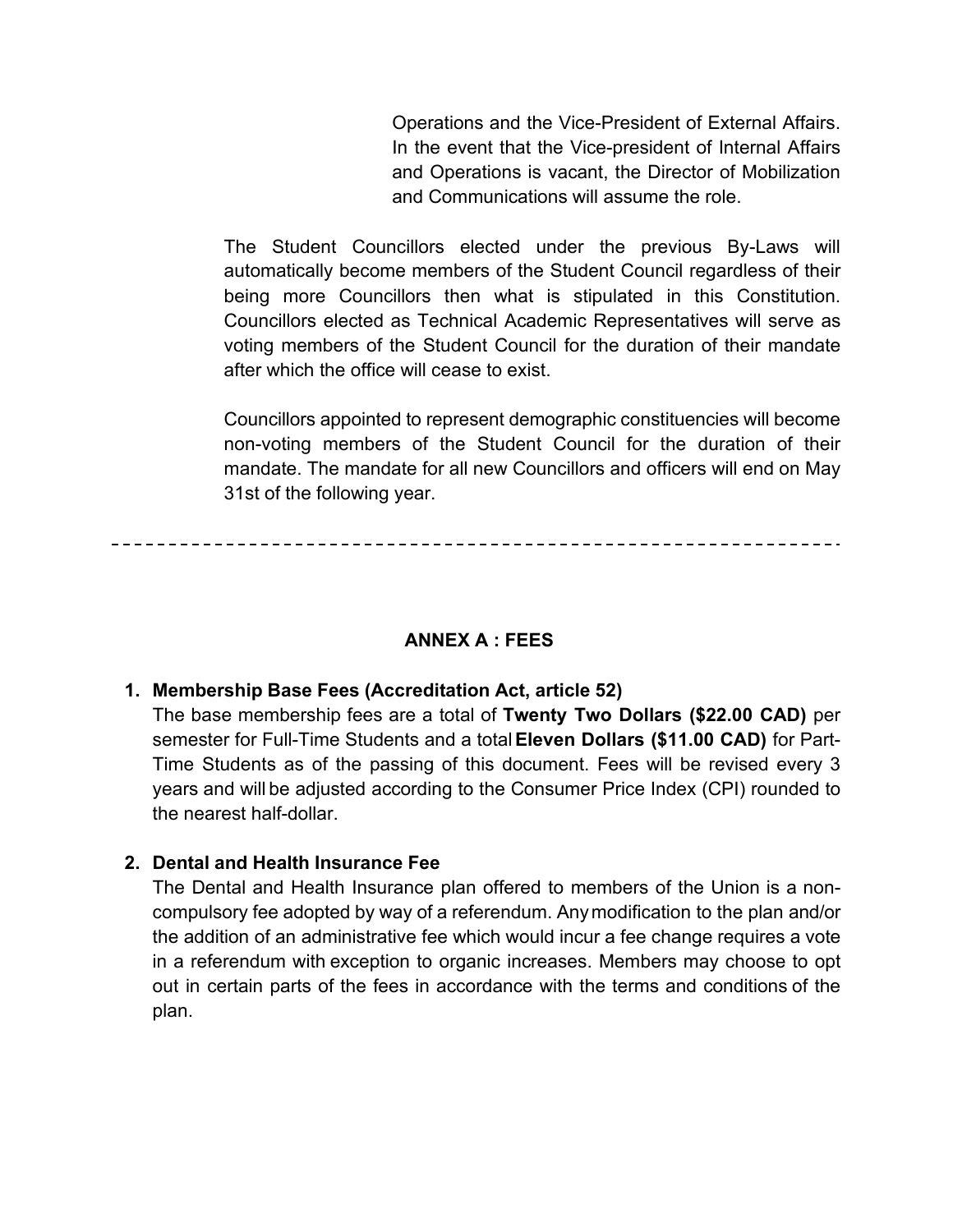Operations and the Vice-President of External Affairs. In the event that the Vice-president of Internal Affairs and Operations is vacant, the Director of Mobilization and Communications will assume the role.

The Student Councillors elected under the previous By-Laws will automatically become members of the Student Council regardless of their being more Councillors then what is stipulated in this Constitution. Councillors elected as Technical Academic Representatives will serve as voting members of the Student Council for the duration of their mandate after which the office will cease to exist.

Councillors appointed to represent demographic constituencies will become non-voting members of the Student Council for the duration of their mandate. The mandate for all new Councillors and officers will end on May 31st of the following year.

---

## ANNEX A : FEES

1. **Membership Base Fees (Accreditation Act, article 52)**
   The base membership fees are a total of **Twenty Two Dollars ($22.00 CAD)** per semester for Full-Time Students and a total **Eleven Dollars ($11.00 CAD)** for Part-Time Students as of the passing of this document. Fees will be revised every 3 years and will be adjusted according to the Consumer Price Index (CPI) rounded to the nearest half-dollar.

2. **Dental and Health Insurance Fee**
   The Dental and Health Insurance plan offered to members of the Union is a non-compulsory fee adopted by way of a referendum. Any modification to the plan and/or the addition of an administrative fee which would incur a fee change requires a vote in a referendum with exception to organic increases. Members may choose to opt out in certain parts of the fees in accordance with the terms and conditions of the plan.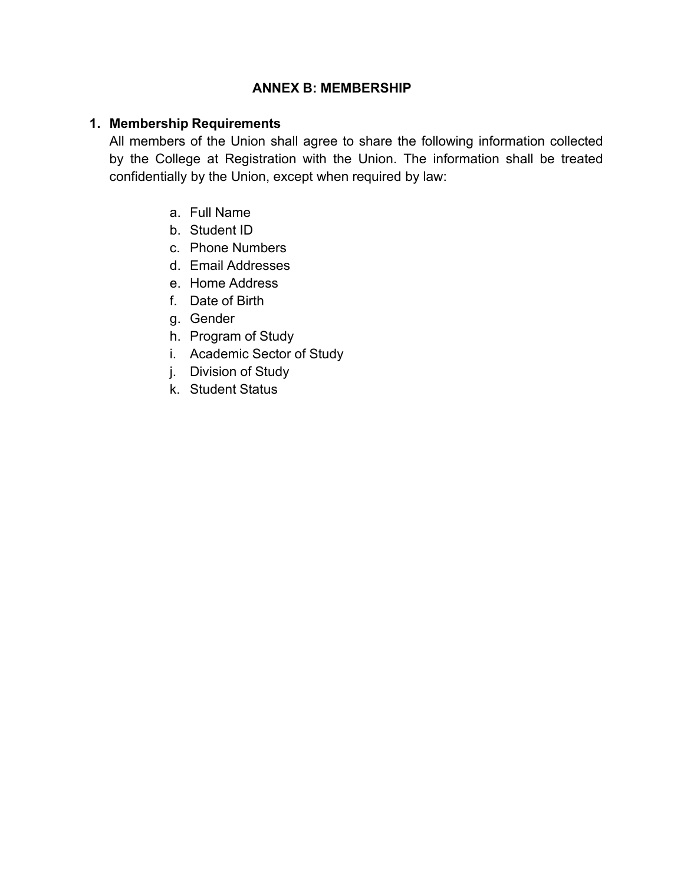# ANNEX B: MEMBERSHIP

1. **Membership Requirements**

   All members of the Union shall agree to share the following information collected by the College at Registration with the Union. The information shall be treated confidentially by the Union, except when required by law:

   a. Full Name
   b. Student ID
   c. Phone Numbers
   d. Email Addresses
   e. Home Address
   f. Date of Birth
   g. Gender
   h. Program of Study
   i. Academic Sector of Study
   j. Division of Study
   k. Student Status